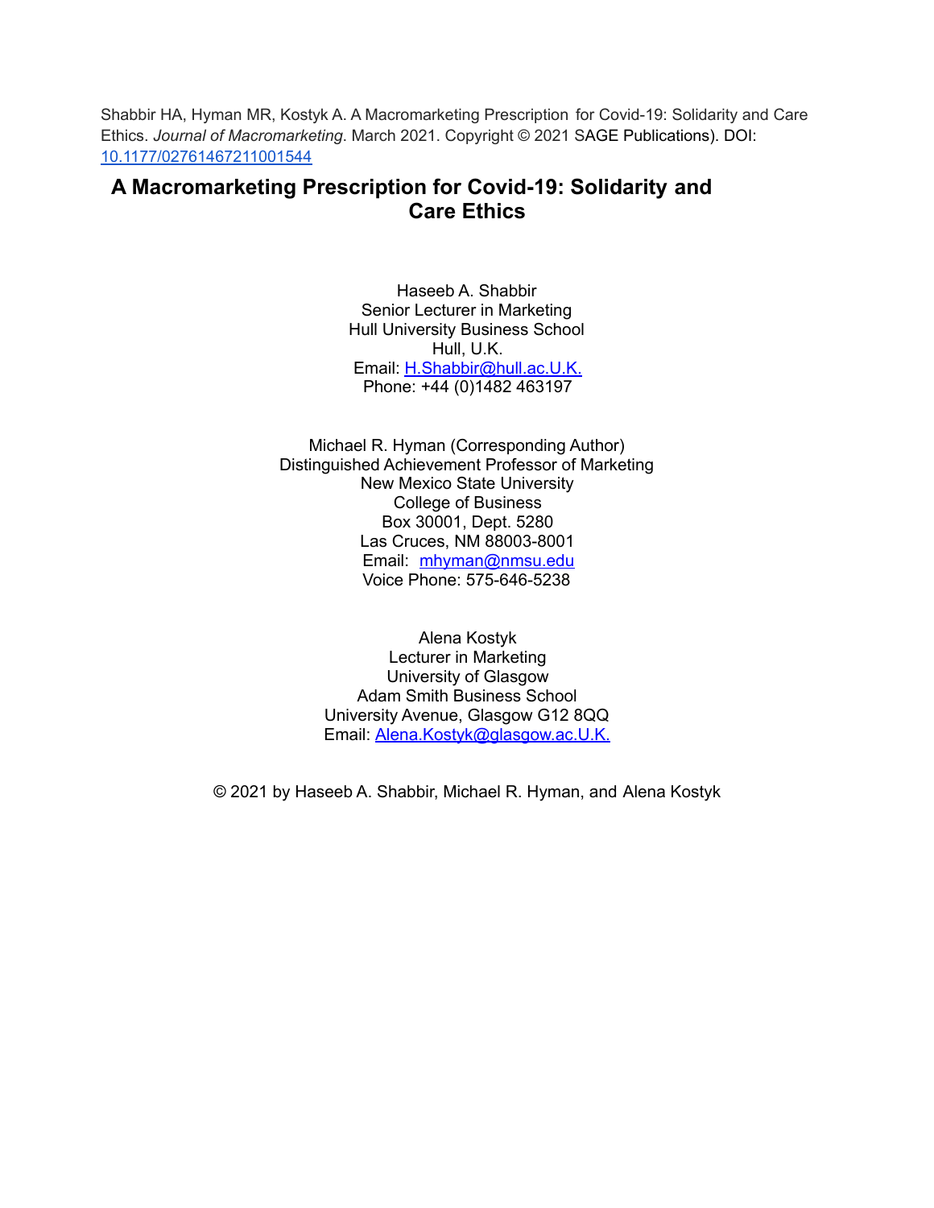Shabbir HA, Hyman MR, Kostyk A. A Macromarketing Prescription for Covid-19: Solidarity and Care Ethics. *Journal of Macromarketing*. March 2021. Copyright © 2021 SAGE Publications). DOI: [10.1177/02761467211001544](https://doi.org/10.1177/02761467211001544)

# A Macromarketing Prescription for Covid-19: Solidarity and Care Ethics

Haseeb A. Shabbir
Senior Lecturer in Marketing
Hull University Business School
Hull, U.K.
Email: H.Shabbir@hull.ac.U.K.
Phone: +44 (0)1482 463197

Michael R. Hyman (Corresponding Author)
Distinguished Achievement Professor of Marketing
New Mexico State University
College of Business
Box 30001, Dept. 5280
Las Cruces, NM 88003-8001
Email: mhyman@nmsu.edu
Voice Phone: 575-646-5238

Alena Kostyk
Lecturer in Marketing
University of Glasgow
Adam Smith Business School
University Avenue, Glasgow G12 8QQ
Email: Alena.Kostyk@glasgow.ac.U.K.

© 2021 by Haseeb A. Shabbir, Michael R. Hyman, and Alena Kostyk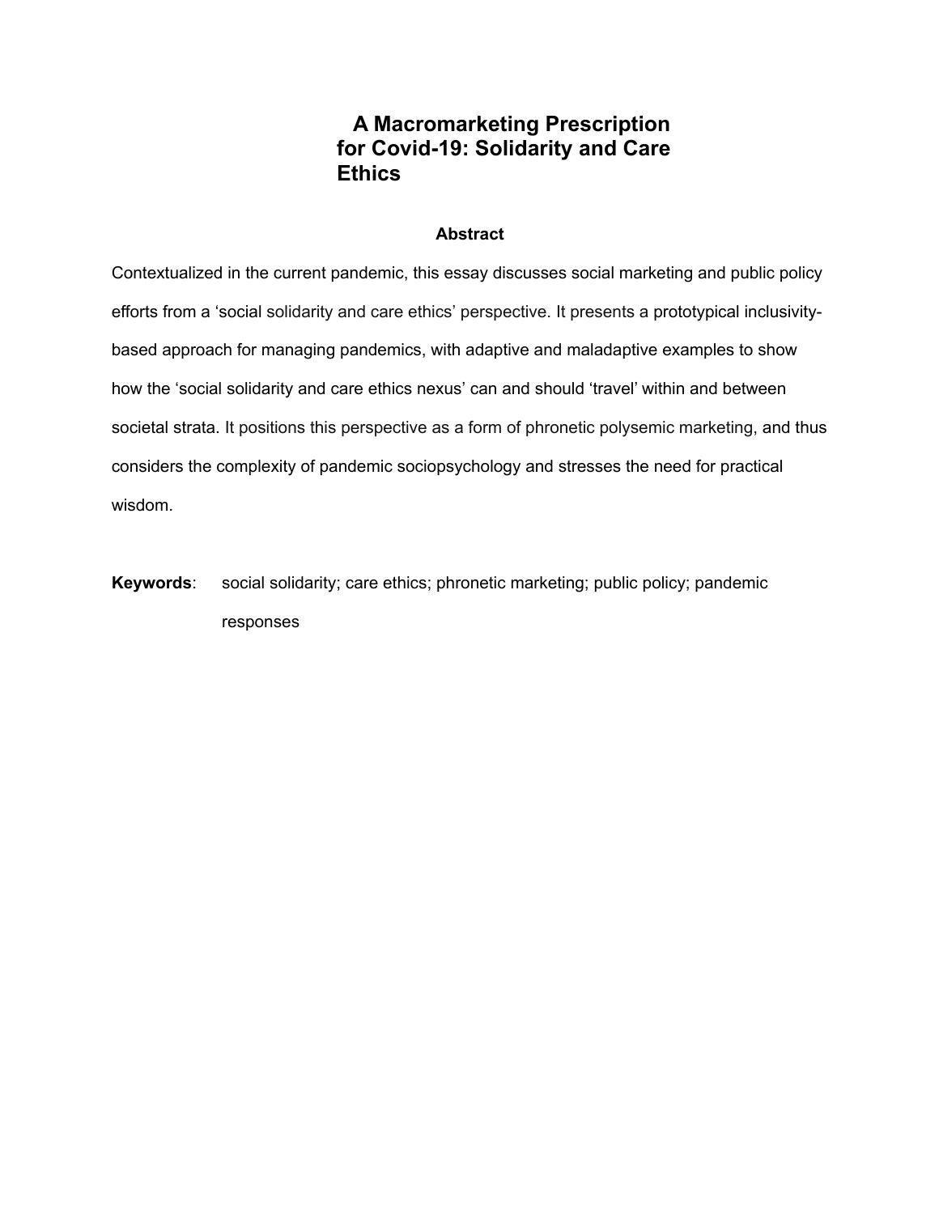# A Macromarketing Prescription for Covid-19: Solidarity and Care Ethics

## Abstract

Contextualized in the current pandemic, this essay discusses social marketing and public policy efforts from a 'social solidarity and care ethics' perspective. It presents a prototypical inclusivity-based approach for managing pandemics, with adaptive and maladaptive examples to show how the 'social solidarity and care ethics nexus' can and should 'travel' within and between societal strata. It positions this perspective as a form of phronetic polysemic marketing, and thus considers the complexity of pandemic sociopsychology and stresses the need for practical wisdom.

**Keywords**: social solidarity; care ethics; phronetic marketing; public policy; pandemic responses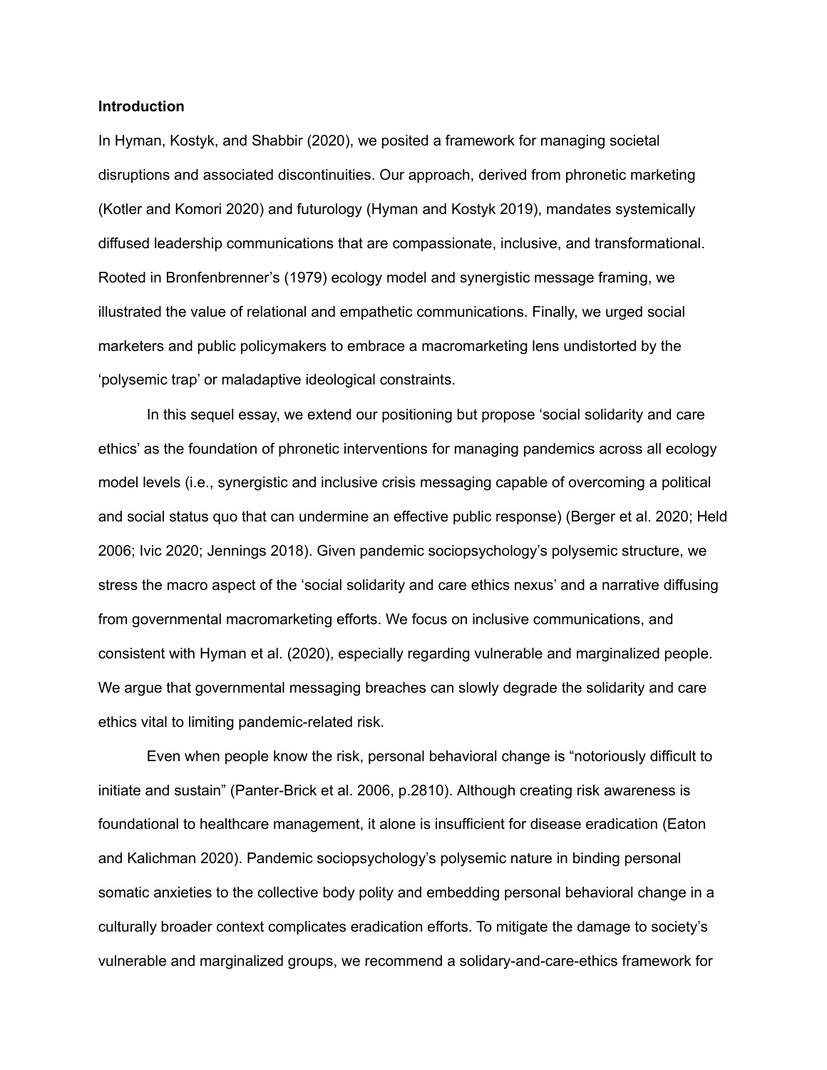**Introduction**

In Hyman, Kostyk, and Shabbir (2020), we posited a framework for managing societal disruptions and associated discontinuities. Our approach, derived from phronetic marketing (Kotler and Komori 2020) and futurology (Hyman and Kostyk 2019), mandates systemically diffused leadership communications that are compassionate, inclusive, and transformational. Rooted in Bronfenbrenner's (1979) ecology model and synergistic message framing, we illustrated the value of relational and empathetic communications. Finally, we urged social marketers and public policymakers to embrace a macromarketing lens undistorted by the 'polysemic trap' or maladaptive ideological constraints.

In this sequel essay, we extend our positioning but propose 'social solidarity and care ethics' as the foundation of phronetic interventions for managing pandemics across all ecology model levels (i.e., synergistic and inclusive crisis messaging capable of overcoming a political and social status quo that can undermine an effective public response) (Berger et al. 2020; Held 2006; Ivic 2020; Jennings 2018). Given pandemic sociopsychology's polysemic structure, we stress the macro aspect of the 'social solidarity and care ethics nexus' and a narrative diffusing from governmental macromarketing efforts. We focus on inclusive communications, and consistent with Hyman et al. (2020), especially regarding vulnerable and marginalized people. We argue that governmental messaging breaches can slowly degrade the solidarity and care ethics vital to limiting pandemic-related risk.

Even when people know the risk, personal behavioral change is "notoriously difficult to initiate and sustain" (Panter-Brick et al. 2006, p.2810). Although creating risk awareness is foundational to healthcare management, it alone is insufficient for disease eradication (Eaton and Kalichman 2020). Pandemic sociopsychology's polysemic nature in binding personal somatic anxieties to the collective body polity and embedding personal behavioral change in a culturally broader context complicates eradication efforts. To mitigate the damage to society's vulnerable and marginalized groups, we recommend a solidary-and-care-ethics framework for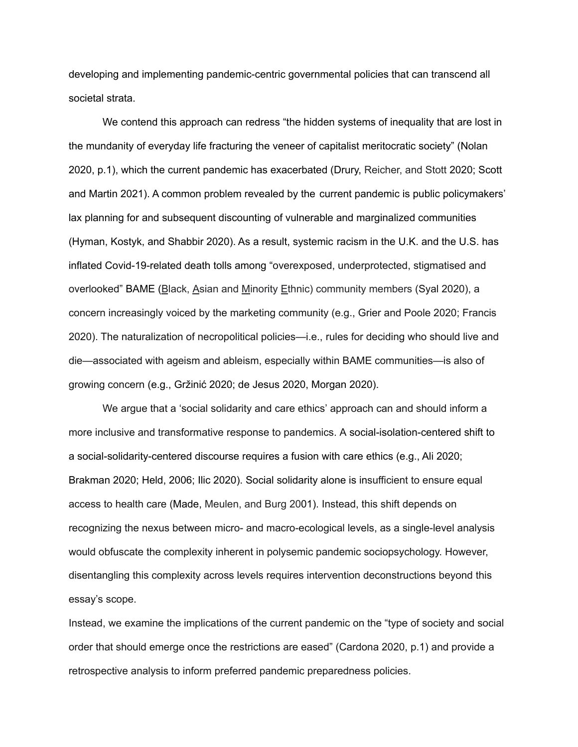developing and implementing pandemic-centric governmental policies that can transcend all societal strata.

We contend this approach can redress "the hidden systems of inequality that are lost in the mundanity of everyday life fracturing the veneer of capitalist meritocratic society" (Nolan 2020, p.1), which the current pandemic has exacerbated (Drury, Reicher, and Stott 2020; Scott and Martin 2021). A common problem revealed by the current pandemic is public policymakers' lax planning for and subsequent discounting of vulnerable and marginalized communities (Hyman, Kostyk, and Shabbir 2020). As a result, systemic racism in the U.K. and the U.S. has inflated Covid-19-related death tolls among "overexposed, underprotected, stigmatised and overlooked" BAME (Black, Asian and Minority Ethnic) community members (Syal 2020), a concern increasingly voiced by the marketing community (e.g., Grier and Poole 2020; Francis 2020). The naturalization of necropolitical policies—i.e., rules for deciding who should live and die—associated with ageism and ableism, especially within BAME communities—is also of growing concern (e.g., Gržinić 2020; de Jesus 2020, Morgan 2020).

We argue that a 'social solidarity and care ethics' approach can and should inform a more inclusive and transformative response to pandemics. A social-isolation-centered shift to a social-solidarity-centered discourse requires a fusion with care ethics (e.g., Ali 2020; Brakman 2020; Held, 2006; Ilic 2020). Social solidarity alone is insufficient to ensure equal access to health care (Made, Meulen, and Burg 2001). Instead, this shift depends on recognizing the nexus between micro- and macro-ecological levels, as a single-level analysis would obfuscate the complexity inherent in polysemic pandemic sociopsychology. However, disentangling this complexity across levels requires intervention deconstructions beyond this essay's scope.

Instead, we examine the implications of the current pandemic on the "type of society and social order that should emerge once the restrictions are eased" (Cardona 2020, p.1) and provide a retrospective analysis to inform preferred pandemic preparedness policies.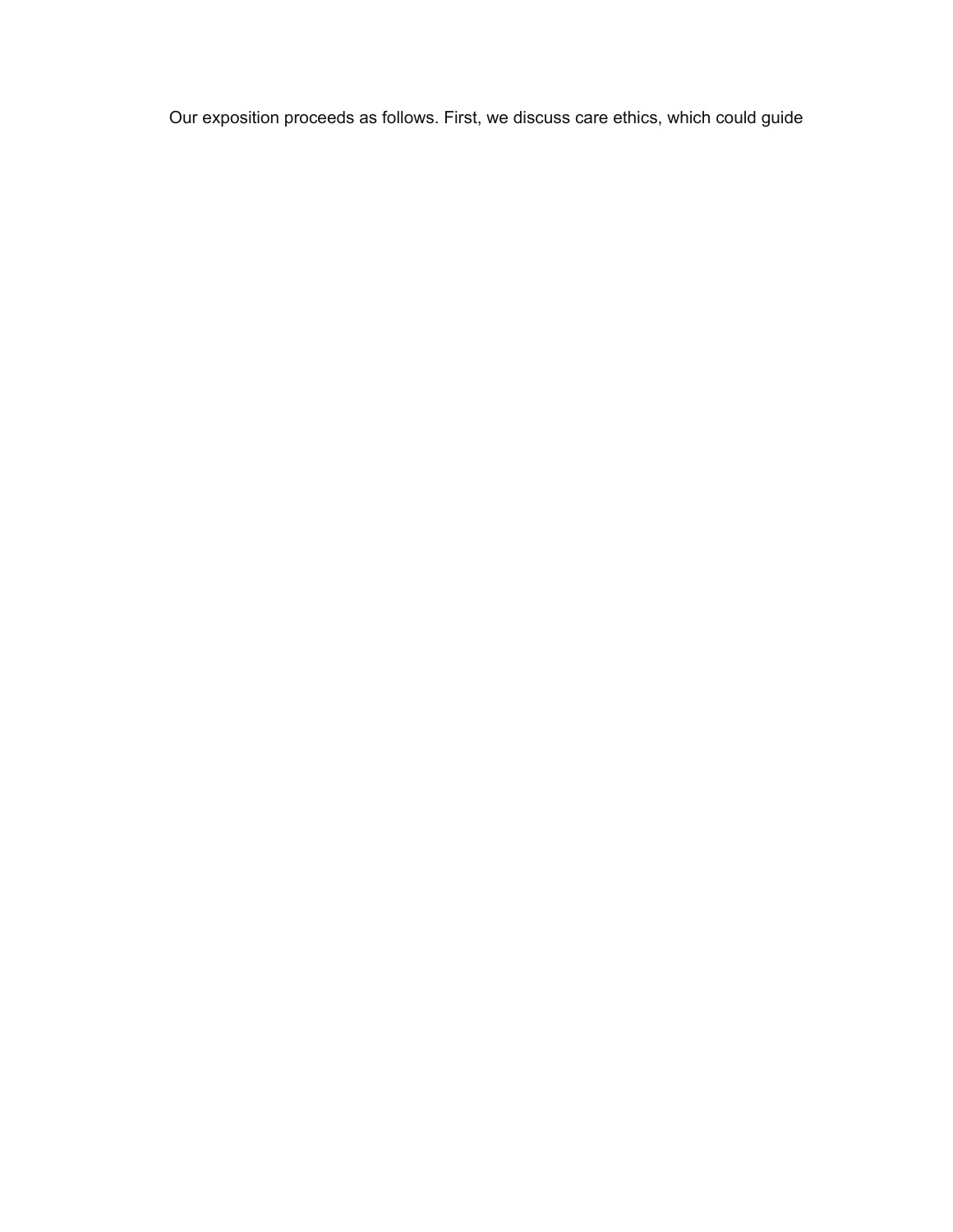Our exposition proceeds as follows. First, we discuss care ethics, which could guide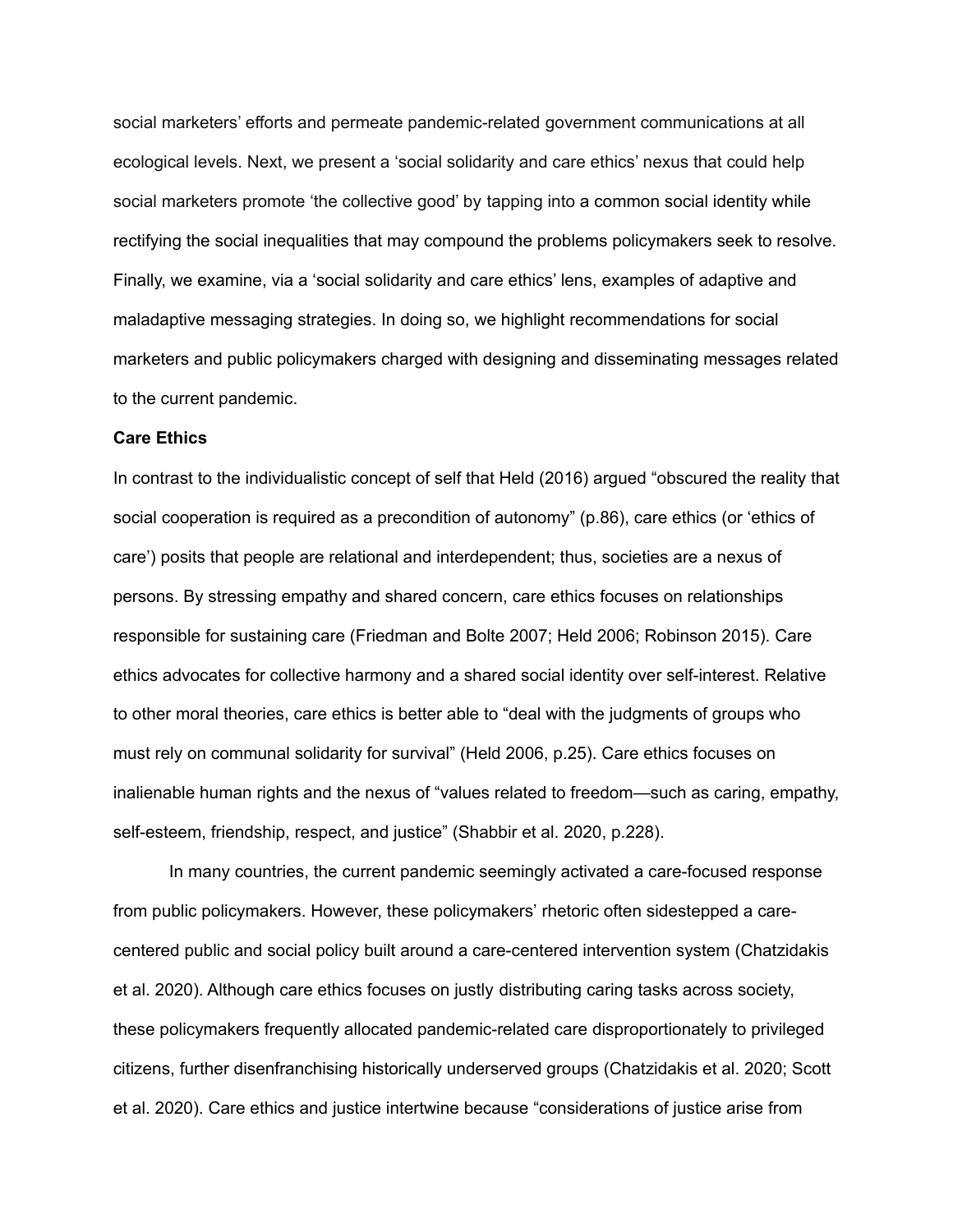social marketers' efforts and permeate pandemic-related government communications at all ecological levels. Next, we present a 'social solidarity and care ethics' nexus that could help social marketers promote 'the collective good' by tapping into a common social identity while rectifying the social inequalities that may compound the problems policymakers seek to resolve. Finally, we examine, via a 'social solidarity and care ethics' lens, examples of adaptive and maladaptive messaging strategies. In doing so, we highlight recommendations for social marketers and public policymakers charged with designing and disseminating messages related to the current pandemic.

**Care Ethics**

In contrast to the individualistic concept of self that Held (2016) argued "obscured the reality that social cooperation is required as a precondition of autonomy" (p.86), care ethics (or 'ethics of care') posits that people are relational and interdependent; thus, societies are a nexus of persons. By stressing empathy and shared concern, care ethics focuses on relationships responsible for sustaining care (Friedman and Bolte 2007; Held 2006; Robinson 2015). Care ethics advocates for collective harmony and a shared social identity over self-interest. Relative to other moral theories, care ethics is better able to "deal with the judgments of groups who must rely on communal solidarity for survival" (Held 2006, p.25). Care ethics focuses on inalienable human rights and the nexus of "values related to freedom—such as caring, empathy, self-esteem, friendship, respect, and justice" (Shabbir et al. 2020, p.228).

In many countries, the current pandemic seemingly activated a care-focused response from public policymakers. However, these policymakers' rhetoric often sidestepped a care-centered public and social policy built around a care-centered intervention system (Chatzidakis et al. 2020). Although care ethics focuses on justly distributing caring tasks across society, these policymakers frequently allocated pandemic-related care disproportionately to privileged citizens, further disenfranchising historically underserved groups (Chatzidakis et al. 2020; Scott et al. 2020). Care ethics and justice intertwine because "considerations of justice arise from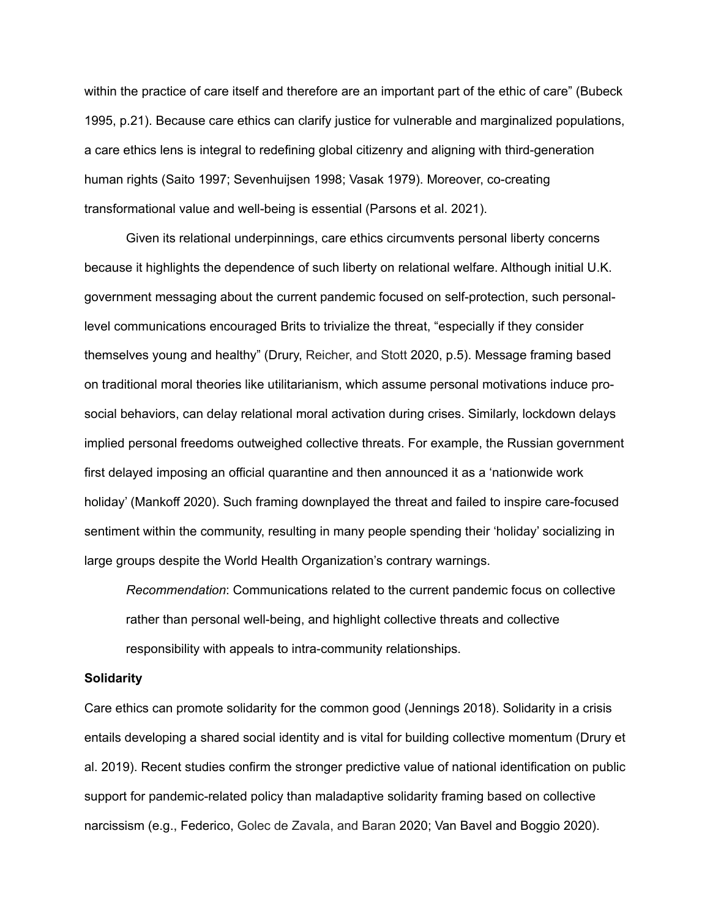within the practice of care itself and therefore are an important part of the ethic of care" (Bubeck 1995, p.21). Because care ethics can clarify justice for vulnerable and marginalized populations, a care ethics lens is integral to redefining global citizenry and aligning with third-generation human rights (Saito 1997; Sevenhuijsen 1998; Vasak 1979). Moreover, co-creating transformational value and well-being is essential (Parsons et al. 2021).

Given its relational underpinnings, care ethics circumvents personal liberty concerns because it highlights the dependence of such liberty on relational welfare. Although initial U.K. government messaging about the current pandemic focused on self-protection, such personal-level communications encouraged Brits to trivialize the threat, "especially if they consider themselves young and healthy" (Drury, Reicher, and Stott 2020, p.5). Message framing based on traditional moral theories like utilitarianism, which assume personal motivations induce pro-social behaviors, can delay relational moral activation during crises. Similarly, lockdown delays implied personal freedoms outweighed collective threats. For example, the Russian government first delayed imposing an official quarantine and then announced it as a 'nationwide work holiday' (Mankoff 2020). Such framing downplayed the threat and failed to inspire care-focused sentiment within the community, resulting in many people spending their 'holiday' socializing in large groups despite the World Health Organization's contrary warnings.

> *Recommendation*: Communications related to the current pandemic focus on collective rather than personal well-being, and highlight collective threats and collective responsibility with appeals to intra-community relationships.

**Solidarity**

Care ethics can promote solidarity for the common good (Jennings 2018). Solidarity in a crisis entails developing a shared social identity and is vital for building collective momentum (Drury et al. 2019). Recent studies confirm the stronger predictive value of national identification on public support for pandemic-related policy than maladaptive solidarity framing based on collective narcissism (e.g., Federico, Golec de Zavala, and Baran 2020; Van Bavel and Boggio 2020).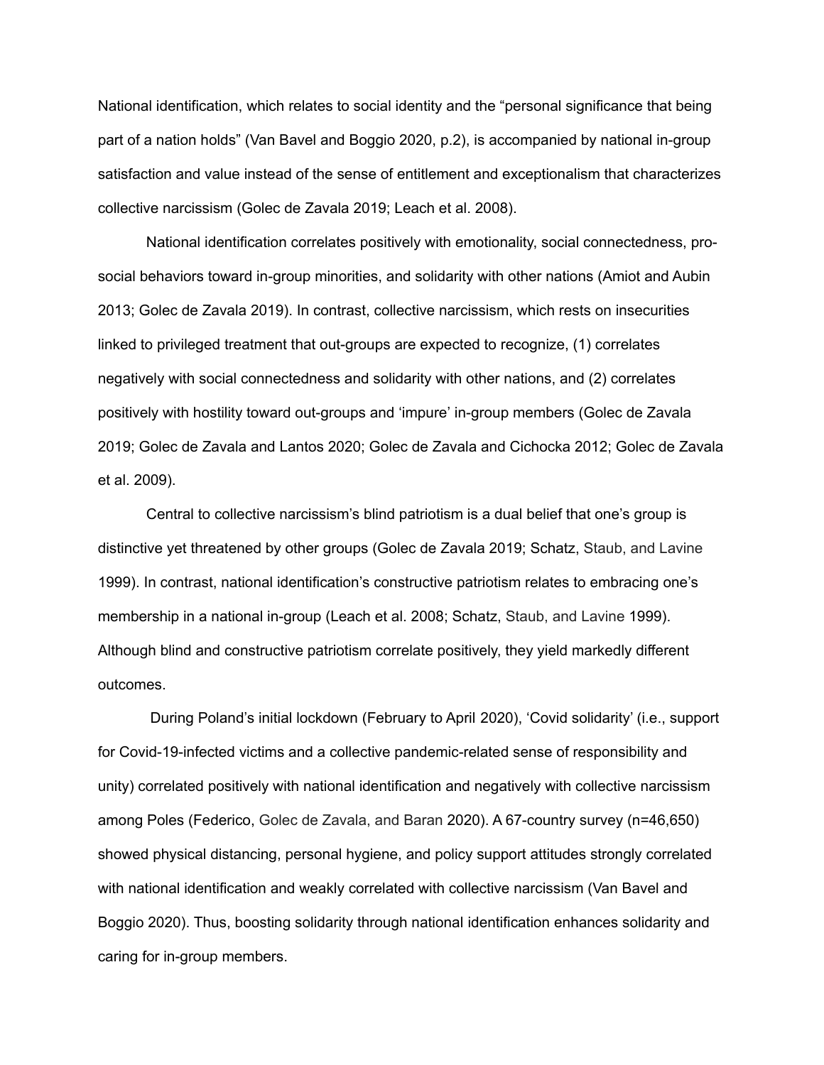National identification, which relates to social identity and the "personal significance that being part of a nation holds" (Van Bavel and Boggio 2020, p.2), is accompanied by national in-group satisfaction and value instead of the sense of entitlement and exceptionalism that characterizes collective narcissism (Golec de Zavala 2019; Leach et al. 2008).

National identification correlates positively with emotionality, social connectedness, pro-social behaviors toward in-group minorities, and solidarity with other nations (Amiot and Aubin 2013; Golec de Zavala 2019). In contrast, collective narcissism, which rests on insecurities linked to privileged treatment that out-groups are expected to recognize, (1) correlates negatively with social connectedness and solidarity with other nations, and (2) correlates positively with hostility toward out-groups and 'impure' in-group members (Golec de Zavala 2019; Golec de Zavala and Lantos 2020; Golec de Zavala and Cichocka 2012; Golec de Zavala et al. 2009).

Central to collective narcissism's blind patriotism is a dual belief that one's group is distinctive yet threatened by other groups (Golec de Zavala 2019; Schatz, Staub, and Lavine 1999). In contrast, national identification's constructive patriotism relates to embracing one's membership in a national in-group (Leach et al. 2008; Schatz, Staub, and Lavine 1999). Although blind and constructive patriotism correlate positively, they yield markedly different outcomes.

During Poland's initial lockdown (February to April 2020), 'Covid solidarity' (i.e., support for Covid-19-infected victims and a collective pandemic-related sense of responsibility and unity) correlated positively with national identification and negatively with collective narcissism among Poles (Federico, Golec de Zavala, and Baran 2020). A 67-country survey (n=46,650) showed physical distancing, personal hygiene, and policy support attitudes strongly correlated with national identification and weakly correlated with collective narcissism (Van Bavel and Boggio 2020). Thus, boosting solidarity through national identification enhances solidarity and caring for in-group members.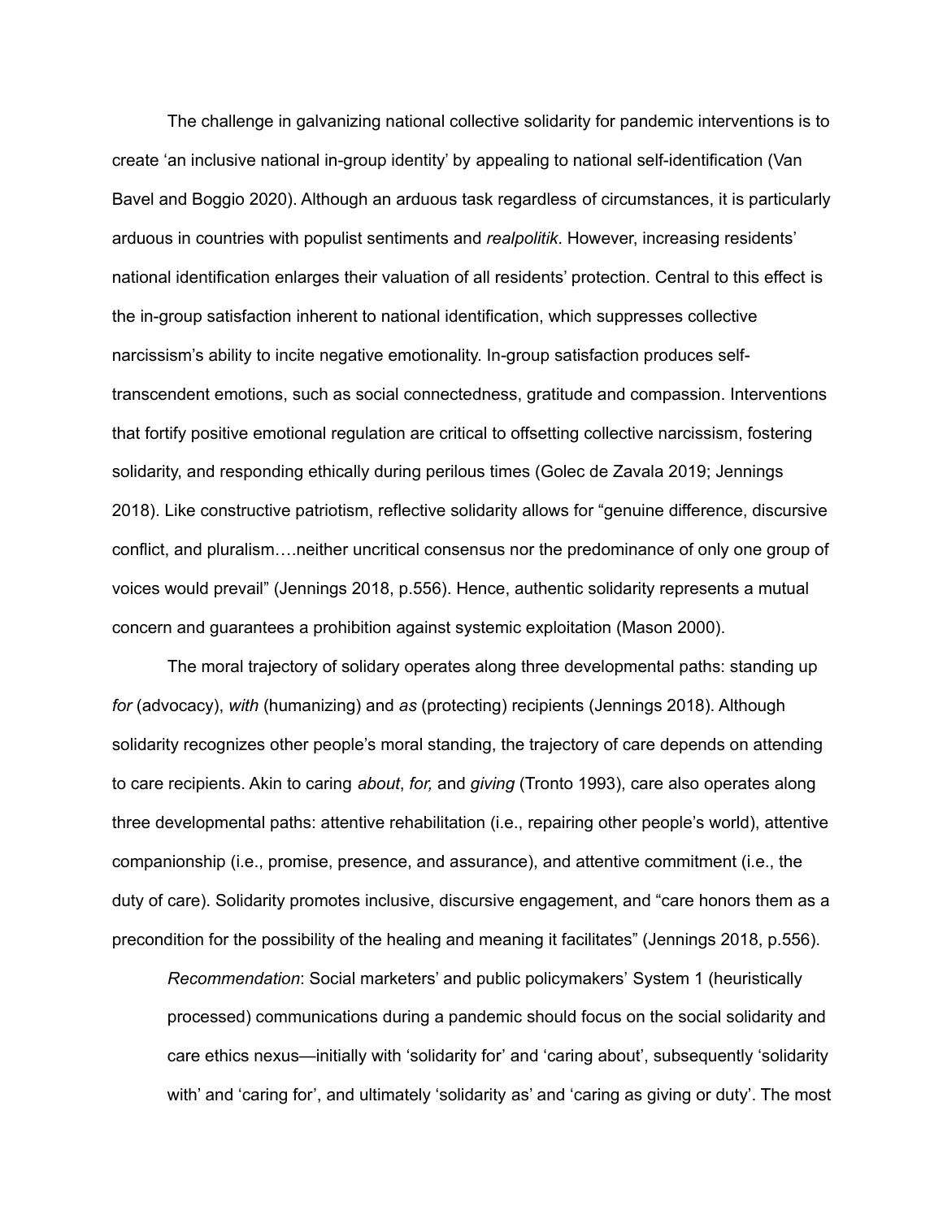The challenge in galvanizing national collective solidarity for pandemic interventions is to create 'an inclusive national in-group identity' by appealing to national self-identification (Van Bavel and Boggio 2020). Although an arduous task regardless of circumstances, it is particularly arduous in countries with populist sentiments and *realpolitik*. However, increasing residents' national identification enlarges their valuation of all residents' protection. Central to this effect is the in-group satisfaction inherent to national identification, which suppresses collective narcissism's ability to incite negative emotionality. In-group satisfaction produces self-transcendent emotions, such as social connectedness, gratitude and compassion. Interventions that fortify positive emotional regulation are critical to offsetting collective narcissism, fostering solidarity, and responding ethically during perilous times (Golec de Zavala 2019; Jennings 2018). Like constructive patriotism, reflective solidarity allows for "genuine difference, discursive conflict, and pluralism….neither uncritical consensus nor the predominance of only one group of voices would prevail" (Jennings 2018, p.556). Hence, authentic solidarity represents a mutual concern and guarantees a prohibition against systemic exploitation (Mason 2000).

The moral trajectory of solidary operates along three developmental paths: standing up *for* (advocacy), *with* (humanizing) and *as* (protecting) recipients (Jennings 2018). Although solidarity recognizes other people's moral standing, the trajectory of care depends on attending to care recipients. Akin to caring *about*, *for,* and *giving* (Tronto 1993), care also operates along three developmental paths: attentive rehabilitation (i.e., repairing other people's world), attentive companionship (i.e., promise, presence, and assurance), and attentive commitment (i.e., the duty of care). Solidarity promotes inclusive, discursive engagement, and "care honors them as a precondition for the possibility of the healing and meaning it facilitates" (Jennings 2018, p.556).

> *Recommendation*: Social marketers' and public policymakers' System 1 (heuristically processed) communications during a pandemic should focus on the social solidarity and care ethics nexus—initially with 'solidarity for' and 'caring about', subsequently 'solidarity with' and 'caring for', and ultimately 'solidarity as' and 'caring as giving or duty'. The most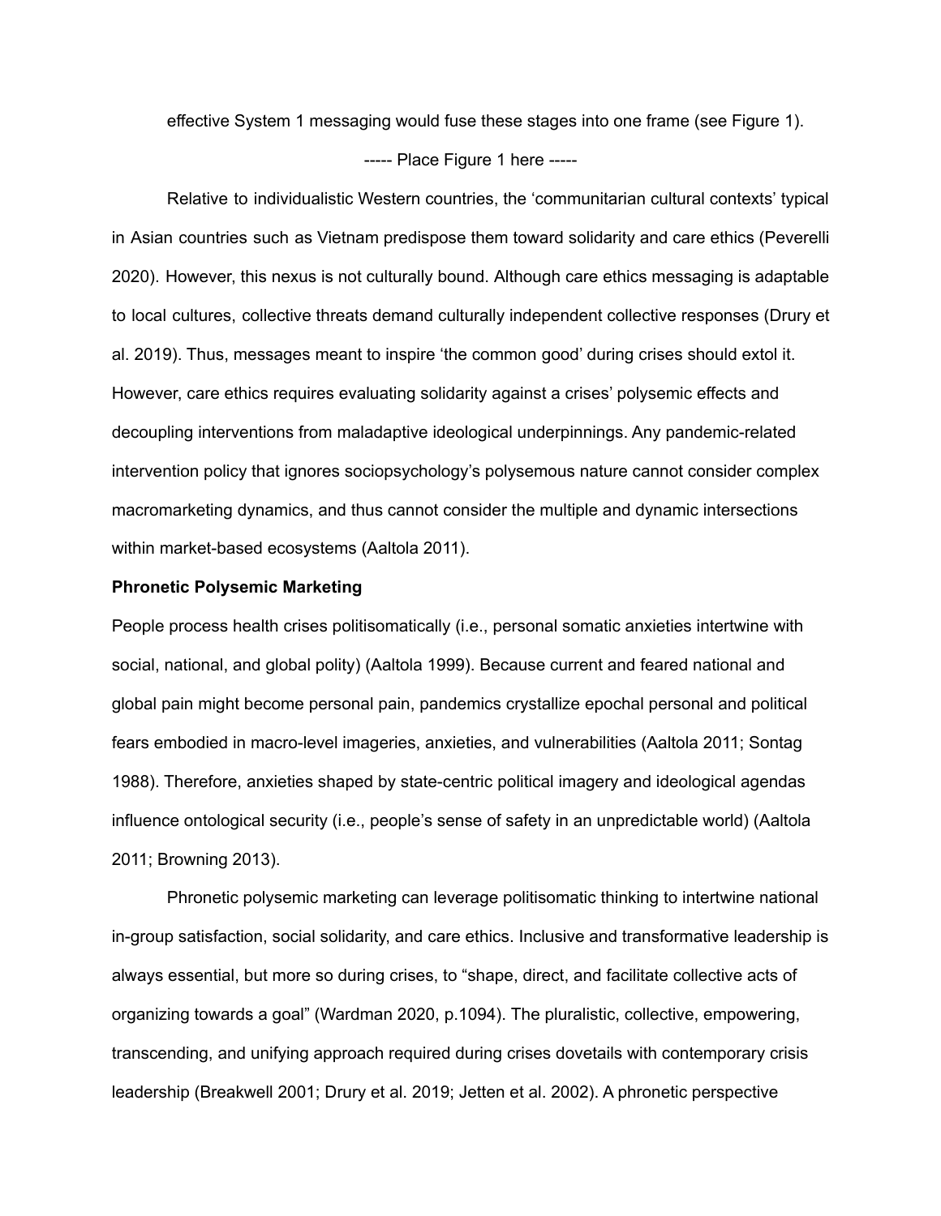effective System 1 messaging would fuse these stages into one frame (see Figure 1).

----- Place Figure 1 here -----

Relative to individualistic Western countries, the 'communitarian cultural contexts' typical in Asian countries such as Vietnam predispose them toward solidarity and care ethics (Peverelli 2020). However, this nexus is not culturally bound. Although care ethics messaging is adaptable to local cultures, collective threats demand culturally independent collective responses (Drury et al. 2019). Thus, messages meant to inspire 'the common good' during crises should extol it. However, care ethics requires evaluating solidarity against a crises' polysemic effects and decoupling interventions from maladaptive ideological underpinnings. Any pandemic-related intervention policy that ignores sociopsychology's polysemous nature cannot consider complex macromarketing dynamics, and thus cannot consider the multiple and dynamic intersections within market-based ecosystems (Aaltola 2011).

**Phronetic Polysemic Marketing**

People process health crises politisomatically (i.e., personal somatic anxieties intertwine with social, national, and global polity) (Aaltola 1999). Because current and feared national and global pain might become personal pain, pandemics crystallize epochal personal and political fears embodied in macro-level imageries, anxieties, and vulnerabilities (Aaltola 2011; Sontag 1988). Therefore, anxieties shaped by state-centric political imagery and ideological agendas influence ontological security (i.e., people's sense of safety in an unpredictable world) (Aaltola 2011; Browning 2013).

Phronetic polysemic marketing can leverage politisomatic thinking to intertwine national in-group satisfaction, social solidarity, and care ethics. Inclusive and transformative leadership is always essential, but more so during crises, to "shape, direct, and facilitate collective acts of organizing towards a goal" (Wardman 2020, p.1094). The pluralistic, collective, empowering, transcending, and unifying approach required during crises dovetails with contemporary crisis leadership (Breakwell 2001; Drury et al. 2019; Jetten et al. 2002). A phronetic perspective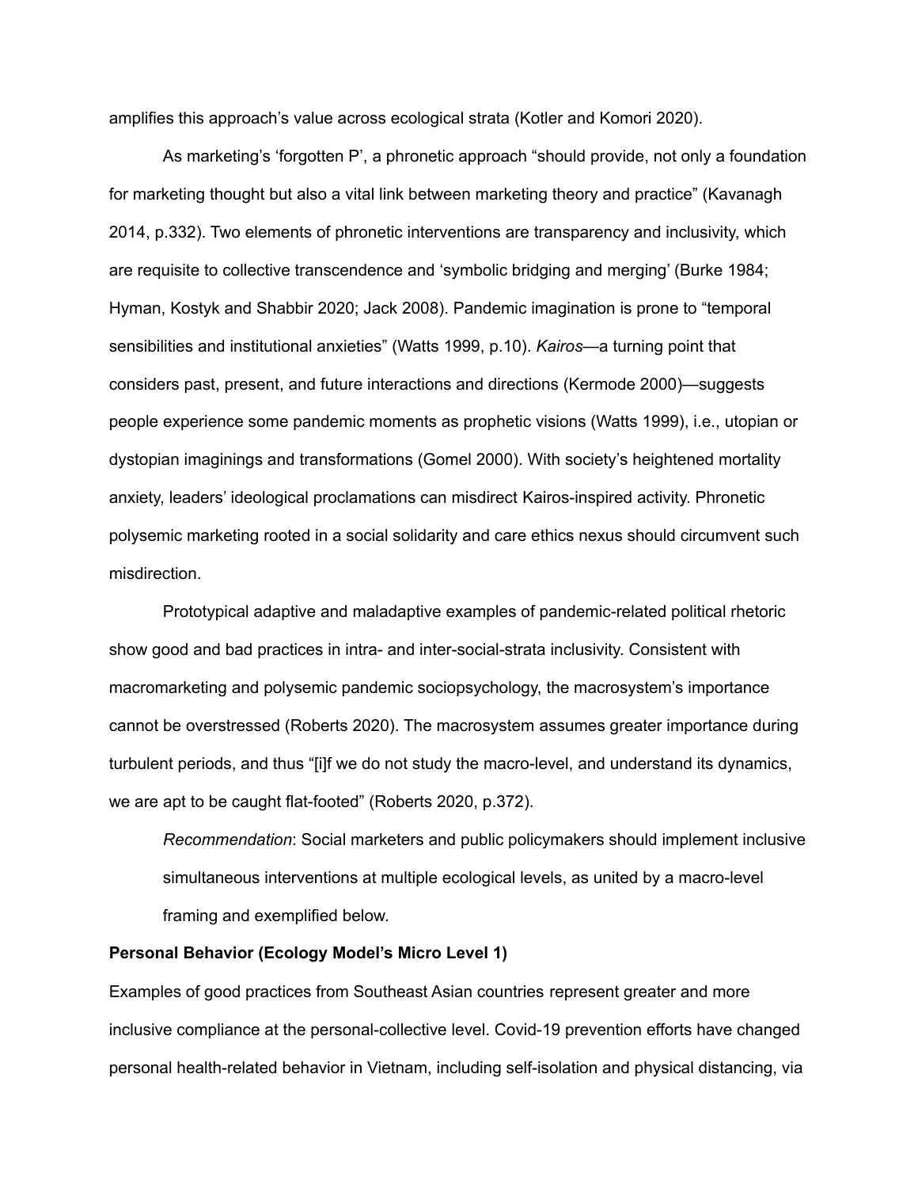amplifies this approach's value across ecological strata (Kotler and Komori 2020).

As marketing's 'forgotten P', a phronetic approach "should provide, not only a foundation for marketing thought but also a vital link between marketing theory and practice" (Kavanagh 2014, p.332). Two elements of phronetic interventions are transparency and inclusivity, which are requisite to collective transcendence and 'symbolic bridging and merging' (Burke 1984; Hyman, Kostyk and Shabbir 2020; Jack 2008). Pandemic imagination is prone to "temporal sensibilities and institutional anxieties" (Watts 1999, p.10). *Kairos*—a turning point that considers past, present, and future interactions and directions (Kermode 2000)—suggests people experience some pandemic moments as prophetic visions (Watts 1999), i.e., utopian or dystopian imaginings and transformations (Gomel 2000). With society's heightened mortality anxiety, leaders' ideological proclamations can misdirect Kairos-inspired activity. Phronetic polysemic marketing rooted in a social solidarity and care ethics nexus should circumvent such misdirection.

Prototypical adaptive and maladaptive examples of pandemic-related political rhetoric show good and bad practices in intra- and inter-social-strata inclusivity. Consistent with macromarketing and polysemic pandemic sociopsychology, the macrosystem's importance cannot be overstressed (Roberts 2020). The macrosystem assumes greater importance during turbulent periods, and thus "[i]f we do not study the macro-level, and understand its dynamics, we are apt to be caught flat-footed" (Roberts 2020, p.372).

> *Recommendation*: Social marketers and public policymakers should implement inclusive simultaneous interventions at multiple ecological levels, as united by a macro-level framing and exemplified below.

**Personal Behavior (Ecology Model's Micro Level 1)**

Examples of good practices from Southeast Asian countries represent greater and more inclusive compliance at the personal-collective level. Covid-19 prevention efforts have changed personal health-related behavior in Vietnam, including self-isolation and physical distancing, via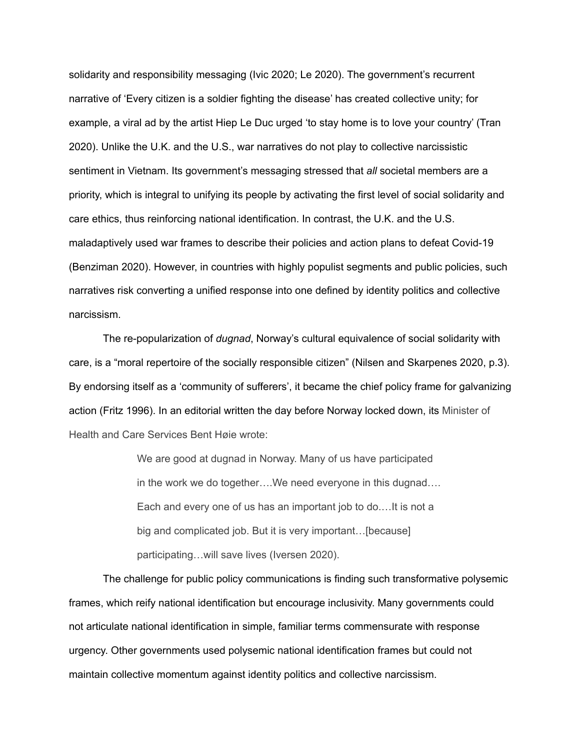solidarity and responsibility messaging (Ivic 2020; Le 2020). The government's recurrent narrative of 'Every citizen is a soldier fighting the disease' has created collective unity; for example, a viral ad by the artist Hiep Le Duc urged 'to stay home is to love your country' (Tran 2020). Unlike the U.K. and the U.S., war narratives do not play to collective narcissistic sentiment in Vietnam. Its government's messaging stressed that *all* societal members are a priority, which is integral to unifying its people by activating the first level of social solidarity and care ethics, thus reinforcing national identification. In contrast, the U.K. and the U.S. maladaptively used war frames to describe their policies and action plans to defeat Covid-19 (Benziman 2020). However, in countries with highly populist segments and public policies, such narratives risk converting a unified response into one defined by identity politics and collective narcissism.

The re-popularization of *dugnad*, Norway's cultural equivalence of social solidarity with care, is a "moral repertoire of the socially responsible citizen" (Nilsen and Skarpenes 2020, p.3). By endorsing itself as a 'community of sufferers', it became the chief policy frame for galvanizing action (Fritz 1996). In an editorial written the day before Norway locked down, its Minister of Health and Care Services Bent Høie wrote:

> We are good at dugnad in Norway. Many of us have participated in the work we do together….We need everyone in this dugnad…. Each and every one of us has an important job to do.…It is not a big and complicated job. But it is very important…[because] participating…will save lives (Iversen 2020).

The challenge for public policy communications is finding such transformative polysemic frames, which reify national identification but encourage inclusivity. Many governments could not articulate national identification in simple, familiar terms commensurate with response urgency. Other governments used polysemic national identification frames but could not maintain collective momentum against identity politics and collective narcissism.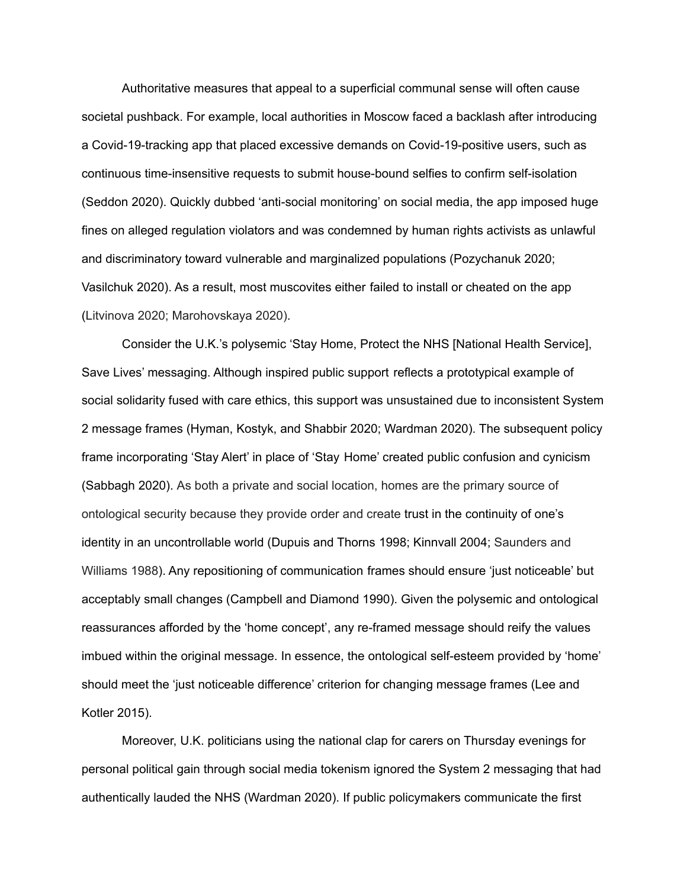Authoritative measures that appeal to a superficial communal sense will often cause societal pushback. For example, local authorities in Moscow faced a backlash after introducing a Covid-19-tracking app that placed excessive demands on Covid-19-positive users, such as continuous time-insensitive requests to submit house-bound selfies to confirm self-isolation (Seddon 2020). Quickly dubbed 'anti-social monitoring' on social media, the app imposed huge fines on alleged regulation violators and was condemned by human rights activists as unlawful and discriminatory toward vulnerable and marginalized populations (Pozychanuk 2020; Vasilchuk 2020). As a result, most muscovites either failed to install or cheated on the app (Litvinova 2020; Marohovskaya 2020).

Consider the U.K.'s polysemic 'Stay Home, Protect the NHS [National Health Service], Save Lives' messaging. Although inspired public support reflects a prototypical example of social solidarity fused with care ethics, this support was unsustained due to inconsistent System 2 message frames (Hyman, Kostyk, and Shabbir 2020; Wardman 2020). The subsequent policy frame incorporating 'Stay Alert' in place of 'Stay Home' created public confusion and cynicism (Sabbagh 2020). As both a private and social location, homes are the primary source of ontological security because they provide order and create trust in the continuity of one's identity in an uncontrollable world (Dupuis and Thorns 1998; Kinnvall 2004; Saunders and Williams 1988). Any repositioning of communication frames should ensure 'just noticeable' but acceptably small changes (Campbell and Diamond 1990). Given the polysemic and ontological reassurances afforded by the 'home concept', any re-framed message should reify the values imbued within the original message. In essence, the ontological self-esteem provided by 'home' should meet the 'just noticeable difference' criterion for changing message frames (Lee and Kotler 2015).

Moreover, U.K. politicians using the national clap for carers on Thursday evenings for personal political gain through social media tokenism ignored the System 2 messaging that had authentically lauded the NHS (Wardman 2020). If public policymakers communicate the first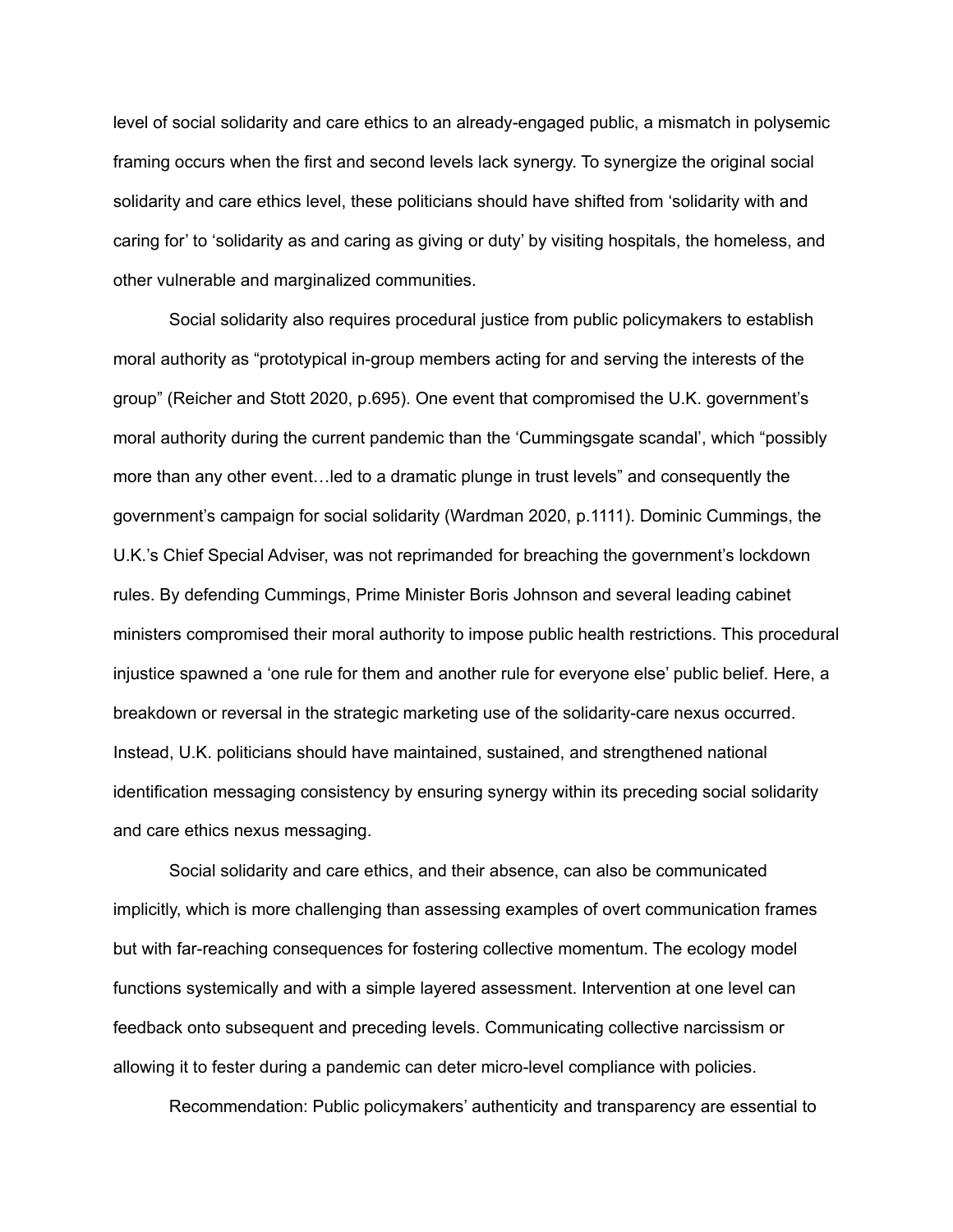level of social solidarity and care ethics to an already-engaged public, a mismatch in polysemic framing occurs when the first and second levels lack synergy. To synergize the original social solidarity and care ethics level, these politicians should have shifted from 'solidarity with and caring for' to 'solidarity as and caring as giving or duty' by visiting hospitals, the homeless, and other vulnerable and marginalized communities.

Social solidarity also requires procedural justice from public policymakers to establish moral authority as "prototypical in-group members acting for and serving the interests of the group" (Reicher and Stott 2020, p.695). One event that compromised the U.K. government's moral authority during the current pandemic than the 'Cummingsgate scandal', which "possibly more than any other event…led to a dramatic plunge in trust levels" and consequently the government's campaign for social solidarity (Wardman 2020, p.1111). Dominic Cummings, the U.K.'s Chief Special Adviser, was not reprimanded for breaching the government's lockdown rules. By defending Cummings, Prime Minister Boris Johnson and several leading cabinet ministers compromised their moral authority to impose public health restrictions. This procedural injustice spawned a 'one rule for them and another rule for everyone else' public belief. Here, a breakdown or reversal in the strategic marketing use of the solidarity-care nexus occurred. Instead, U.K. politicians should have maintained, sustained, and strengthened national identification messaging consistency by ensuring synergy within its preceding social solidarity and care ethics nexus messaging.

Social solidarity and care ethics, and their absence, can also be communicated implicitly, which is more challenging than assessing examples of overt communication frames but with far-reaching consequences for fostering collective momentum. The ecology model functions systemically and with a simple layered assessment. Intervention at one level can feedback onto subsequent and preceding levels. Communicating collective narcissism or allowing it to fester during a pandemic can deter micro-level compliance with policies.

Recommendation: Public policymakers' authenticity and transparency are essential to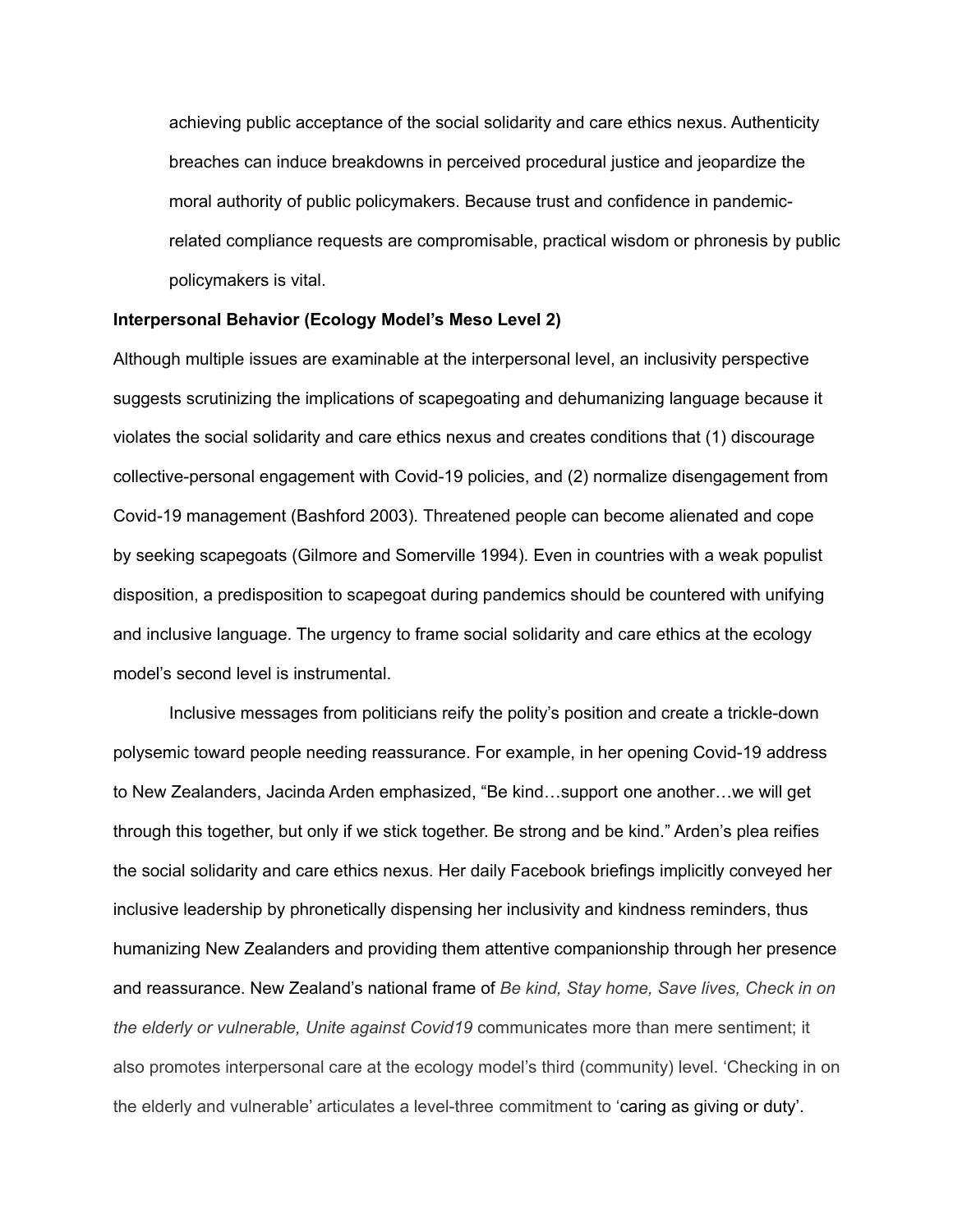achieving public acceptance of the social solidarity and care ethics nexus. Authenticity breaches can induce breakdowns in perceived procedural justice and jeopardize the moral authority of public policymakers. Because trust and confidence in pandemic-related compliance requests are compromisable, practical wisdom or phronesis by public policymakers is vital.

**Interpersonal Behavior (Ecology Model's Meso Level 2)**

Although multiple issues are examinable at the interpersonal level, an inclusivity perspective suggests scrutinizing the implications of scapegoating and dehumanizing language because it violates the social solidarity and care ethics nexus and creates conditions that (1) discourage collective-personal engagement with Covid-19 policies, and (2) normalize disengagement from Covid-19 management (Bashford 2003). Threatened people can become alienated and cope by seeking scapegoats (Gilmore and Somerville 1994). Even in countries with a weak populist disposition, a predisposition to scapegoat during pandemics should be countered with unifying and inclusive language. The urgency to frame social solidarity and care ethics at the ecology model's second level is instrumental.

Inclusive messages from politicians reify the polity's position and create a trickle-down polysemic toward people needing reassurance. For example, in her opening Covid-19 address to New Zealanders, Jacinda Arden emphasized, "Be kind…support one another…we will get through this together, but only if we stick together. Be strong and be kind." Arden's plea reifies the social solidarity and care ethics nexus. Her daily Facebook briefings implicitly conveyed her inclusive leadership by phronetically dispensing her inclusivity and kindness reminders, thus humanizing New Zealanders and providing them attentive companionship through her presence and reassurance. New Zealand's national frame of *Be kind, Stay home, Save lives, Check in on the elderly or vulnerable, Unite against Covid19* communicates more than mere sentiment; it also promotes interpersonal care at the ecology model's third (community) level. 'Checking in on the elderly and vulnerable' articulates a level-three commitment to 'caring as giving or duty'.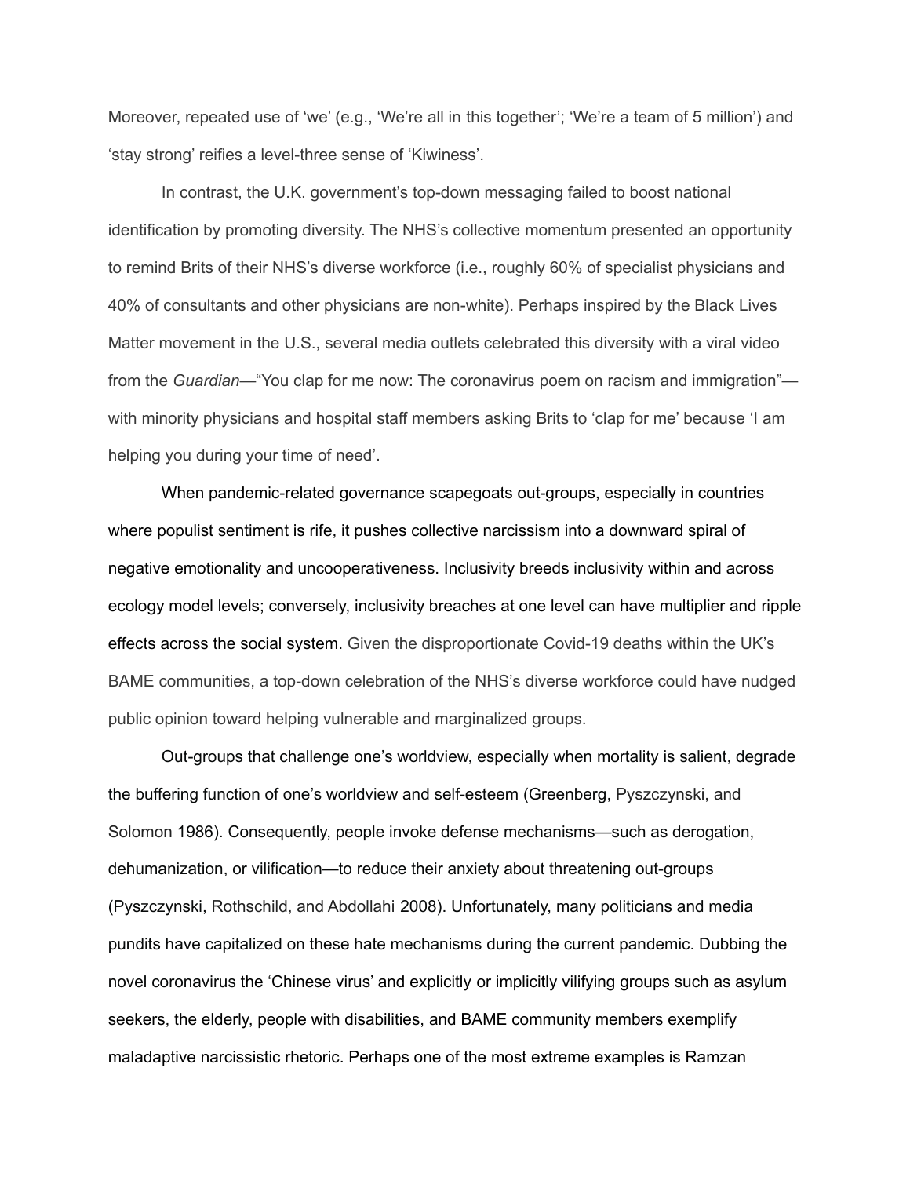Moreover, repeated use of 'we' (e.g., 'We're all in this together'; 'We're a team of 5 million') and 'stay strong' reifies a level-three sense of 'Kiwiness'.

In contrast, the U.K. government's top-down messaging failed to boost national identification by promoting diversity. The NHS's collective momentum presented an opportunity to remind Brits of their NHS's diverse workforce (i.e., roughly 60% of specialist physicians and 40% of consultants and other physicians are non-white). Perhaps inspired by the Black Lives Matter movement in the U.S., several media outlets celebrated this diversity with a viral video from the *Guardian*—"You clap for me now: The coronavirus poem on racism and immigration"—with minority physicians and hospital staff members asking Brits to 'clap for me' because 'I am helping you during your time of need'.

When pandemic-related governance scapegoats out-groups, especially in countries where populist sentiment is rife, it pushes collective narcissism into a downward spiral of negative emotionality and uncooperativeness. Inclusivity breeds inclusivity within and across ecology model levels; conversely, inclusivity breaches at one level can have multiplier and ripple effects across the social system. Given the disproportionate Covid-19 deaths within the UK's BAME communities, a top-down celebration of the NHS's diverse workforce could have nudged public opinion toward helping vulnerable and marginalized groups.

Out-groups that challenge one's worldview, especially when mortality is salient, degrade the buffering function of one's worldview and self-esteem (Greenberg, Pyszczynski, and Solomon 1986). Consequently, people invoke defense mechanisms—such as derogation, dehumanization, or vilification—to reduce their anxiety about threatening out-groups (Pyszczynski, Rothschild, and Abdollahi 2008). Unfortunately, many politicians and media pundits have capitalized on these hate mechanisms during the current pandemic. Dubbing the novel coronavirus the 'Chinese virus' and explicitly or implicitly vilifying groups such as asylum seekers, the elderly, people with disabilities, and BAME community members exemplify maladaptive narcissistic rhetoric. Perhaps one of the most extreme examples is Ramzan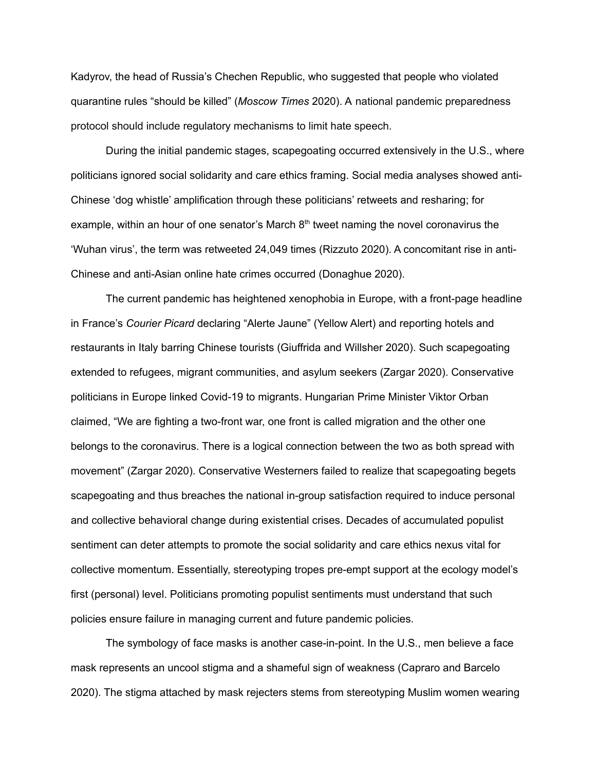Kadyrov, the head of Russia's Chechen Republic, who suggested that people who violated quarantine rules "should be killed" (*Moscow Times* 2020). A national pandemic preparedness protocol should include regulatory mechanisms to limit hate speech.

During the initial pandemic stages, scapegoating occurred extensively in the U.S., where politicians ignored social solidarity and care ethics framing. Social media analyses showed anti-Chinese 'dog whistle' amplification through these politicians' retweets and resharing; for example, within an hour of one senator's March 8th tweet naming the novel coronavirus the 'Wuhan virus', the term was retweeted 24,049 times (Rizzuto 2020). A concomitant rise in anti-Chinese and anti-Asian online hate crimes occurred (Donaghue 2020).

The current pandemic has heightened xenophobia in Europe, with a front-page headline in France's *Courier Picard* declaring "Alerte Jaune" (Yellow Alert) and reporting hotels and restaurants in Italy barring Chinese tourists (Giuffrida and Willsher 2020). Such scapegoating extended to refugees, migrant communities, and asylum seekers (Zargar 2020). Conservative politicians in Europe linked Covid-19 to migrants. Hungarian Prime Minister Viktor Orban claimed, "We are fighting a two-front war, one front is called migration and the other one belongs to the coronavirus. There is a logical connection between the two as both spread with movement" (Zargar 2020). Conservative Westerners failed to realize that scapegoating begets scapegoating and thus breaches the national in-group satisfaction required to induce personal and collective behavioral change during existential crises. Decades of accumulated populist sentiment can deter attempts to promote the social solidarity and care ethics nexus vital for collective momentum. Essentially, stereotyping tropes pre-empt support at the ecology model's first (personal) level. Politicians promoting populist sentiments must understand that such policies ensure failure in managing current and future pandemic policies.

The symbology of face masks is another case-in-point. In the U.S., men believe a face mask represents an uncool stigma and a shameful sign of weakness (Capraro and Barcelo 2020). The stigma attached by mask rejecters stems from stereotyping Muslim women wearing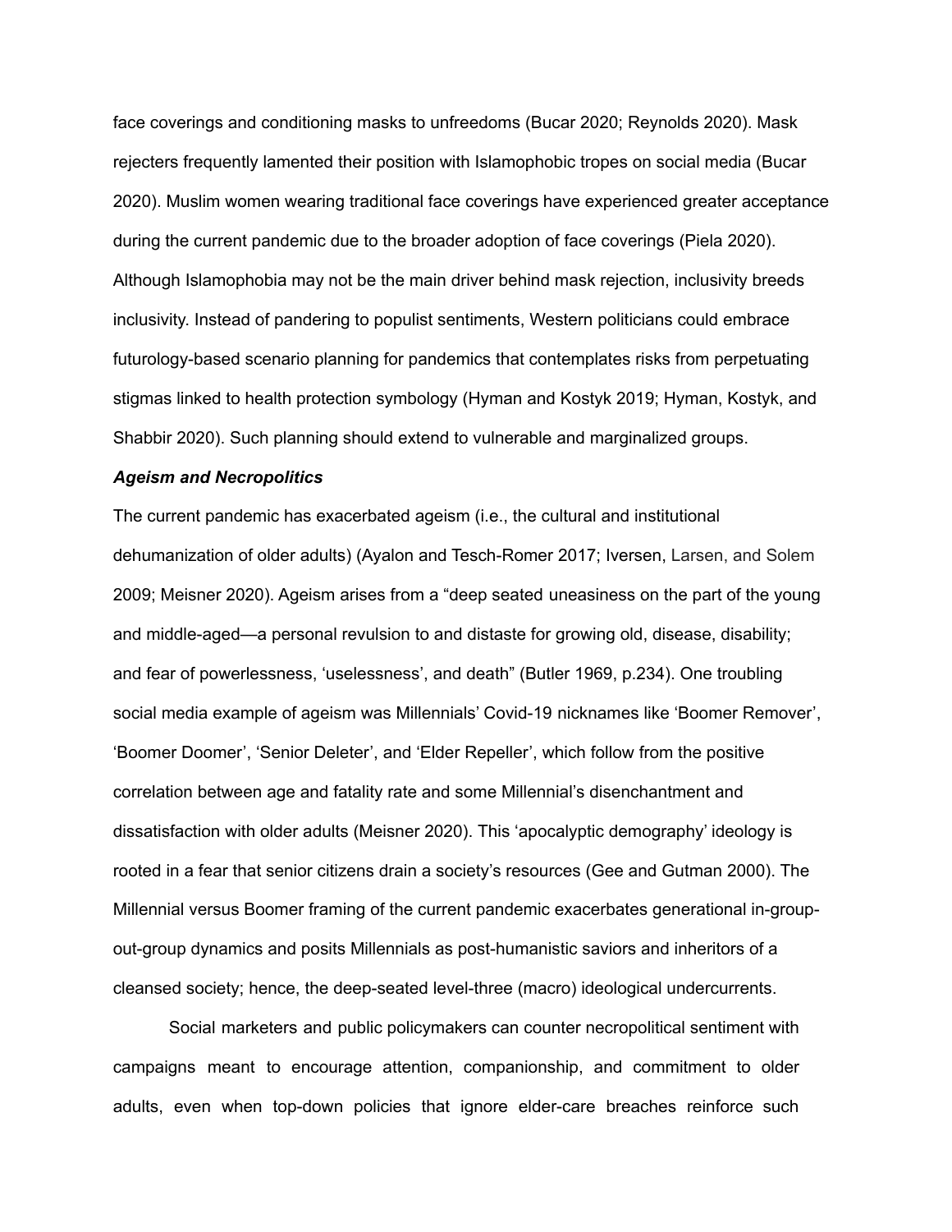face coverings and conditioning masks to unfreedoms (Bucar 2020; Reynolds 2020). Mask rejecters frequently lamented their position with Islamophobic tropes on social media (Bucar 2020). Muslim women wearing traditional face coverings have experienced greater acceptance during the current pandemic due to the broader adoption of face coverings (Piela 2020). Although Islamophobia may not be the main driver behind mask rejection, inclusivity breeds inclusivity. Instead of pandering to populist sentiments, Western politicians could embrace futurology-based scenario planning for pandemics that contemplates risks from perpetuating stigmas linked to health protection symbology (Hyman and Kostyk 2019; Hyman, Kostyk, and Shabbir 2020). Such planning should extend to vulnerable and marginalized groups.

***Ageism and Necropolitics***

The current pandemic has exacerbated ageism (i.e., the cultural and institutional dehumanization of older adults) (Ayalon and Tesch-Romer 2017; Iversen, Larsen, and Solem 2009; Meisner 2020). Ageism arises from a "deep seated uneasiness on the part of the young and middle-aged—a personal revulsion to and distaste for growing old, disease, disability; and fear of powerlessness, 'uselessness', and death" (Butler 1969, p.234). One troubling social media example of ageism was Millennials' Covid-19 nicknames like 'Boomer Remover', 'Boomer Doomer', 'Senior Deleter', and 'Elder Repeller', which follow from the positive correlation between age and fatality rate and some Millennial's disenchantment and dissatisfaction with older adults (Meisner 2020). This 'apocalyptic demography' ideology is rooted in a fear that senior citizens drain a society's resources (Gee and Gutman 2000). The Millennial versus Boomer framing of the current pandemic exacerbates generational in-group-out-group dynamics and posits Millennials as post-humanistic saviors and inheritors of a cleansed society; hence, the deep-seated level-three (macro) ideological undercurrents.

Social marketers and public policymakers can counter necropolitical sentiment with campaigns meant to encourage attention, companionship, and commitment to older adults, even when top-down policies that ignore elder-care breaches reinforce such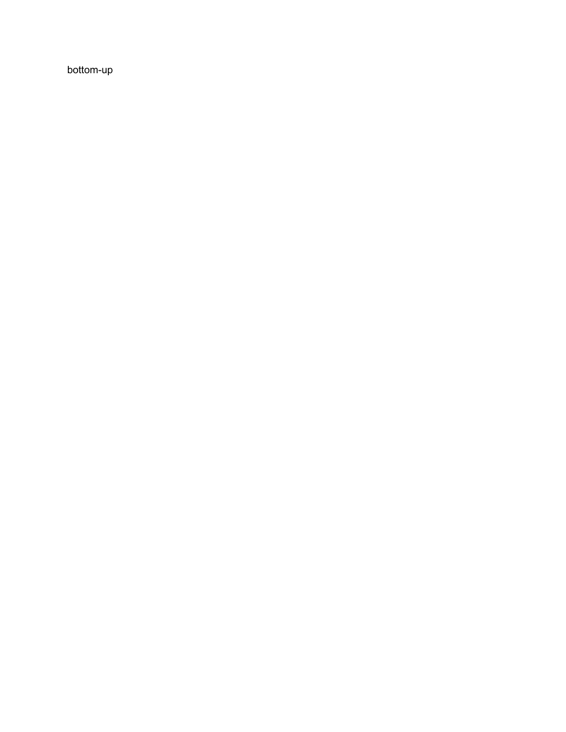bottom-up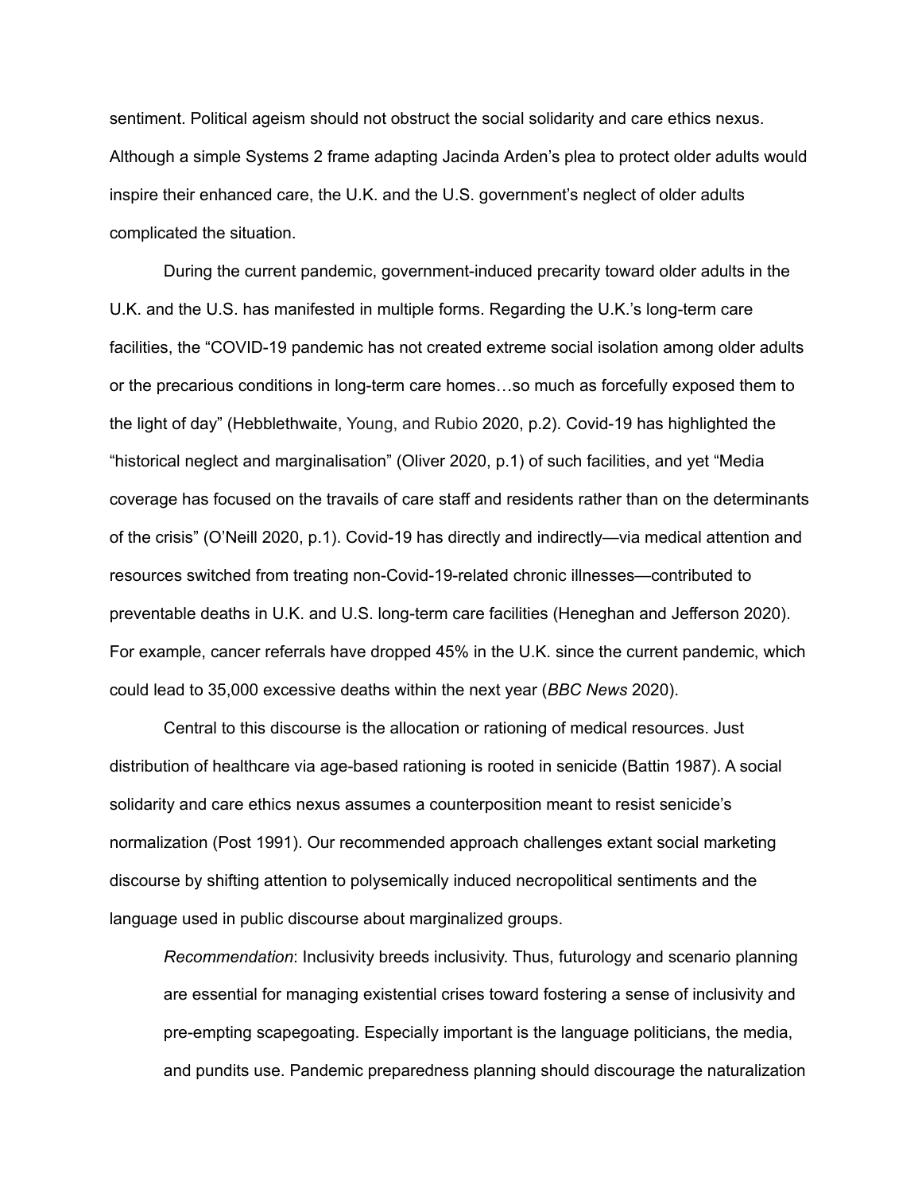sentiment. Political ageism should not obstruct the social solidarity and care ethics nexus. Although a simple Systems 2 frame adapting Jacinda Arden's plea to protect older adults would inspire their enhanced care, the U.K. and the U.S. government's neglect of older adults complicated the situation.

During the current pandemic, government-induced precarity toward older adults in the U.K. and the U.S. has manifested in multiple forms. Regarding the U.K.'s long-term care facilities, the "COVID-19 pandemic has not created extreme social isolation among older adults or the precarious conditions in long-term care homes…so much as forcefully exposed them to the light of day" (Hebblethwaite, Young, and Rubio 2020, p.2). Covid-19 has highlighted the "historical neglect and marginalisation" (Oliver 2020, p.1) of such facilities, and yet "Media coverage has focused on the travails of care staff and residents rather than on the determinants of the crisis" (O'Neill 2020, p.1). Covid-19 has directly and indirectly—via medical attention and resources switched from treating non-Covid-19-related chronic illnesses—contributed to preventable deaths in U.K. and U.S. long-term care facilities (Heneghan and Jefferson 2020). For example, cancer referrals have dropped 45% in the U.K. since the current pandemic, which could lead to 35,000 excessive deaths within the next year (*BBC News* 2020).

Central to this discourse is the allocation or rationing of medical resources. Just distribution of healthcare via age-based rationing is rooted in senicide (Battin 1987). A social solidarity and care ethics nexus assumes a counterposition meant to resist senicide's normalization (Post 1991). Our recommended approach challenges extant social marketing discourse by shifting attention to polysemically induced necropolitical sentiments and the language used in public discourse about marginalized groups.

> *Recommendation*: Inclusivity breeds inclusivity. Thus, futurology and scenario planning are essential for managing existential crises toward fostering a sense of inclusivity and pre-empting scapegoating. Especially important is the language politicians, the media, and pundits use. Pandemic preparedness planning should discourage the naturalization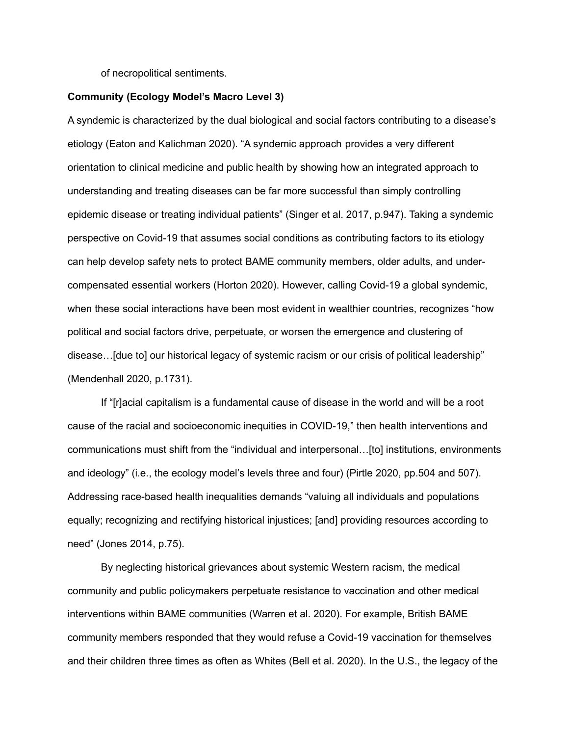of necropolitical sentiments.

**Community (Ecology Model's Macro Level 3)**

A syndemic is characterized by the dual biological and social factors contributing to a disease's etiology (Eaton and Kalichman 2020). "A syndemic approach provides a very different orientation to clinical medicine and public health by showing how an integrated approach to understanding and treating diseases can be far more successful than simply controlling epidemic disease or treating individual patients" (Singer et al. 2017, p.947). Taking a syndemic perspective on Covid-19 that assumes social conditions as contributing factors to its etiology can help develop safety nets to protect BAME community members, older adults, and under-compensated essential workers (Horton 2020). However, calling Covid-19 a global syndemic, when these social interactions have been most evident in wealthier countries, recognizes "how political and social factors drive, perpetuate, or worsen the emergence and clustering of disease…[due to] our historical legacy of systemic racism or our crisis of political leadership" (Mendenhall 2020, p.1731).

If "[r]acial capitalism is a fundamental cause of disease in the world and will be a root cause of the racial and socioeconomic inequities in COVID-19," then health interventions and communications must shift from the "individual and interpersonal…[to] institutions, environments and ideology" (i.e., the ecology model's levels three and four) (Pirtle 2020, pp.504 and 507). Addressing race-based health inequalities demands "valuing all individuals and populations equally; recognizing and rectifying historical injustices; [and] providing resources according to need" (Jones 2014, p.75).

By neglecting historical grievances about systemic Western racism, the medical community and public policymakers perpetuate resistance to vaccination and other medical interventions within BAME communities (Warren et al. 2020). For example, British BAME community members responded that they would refuse a Covid-19 vaccination for themselves and their children three times as often as Whites (Bell et al. 2020). In the U.S., the legacy of the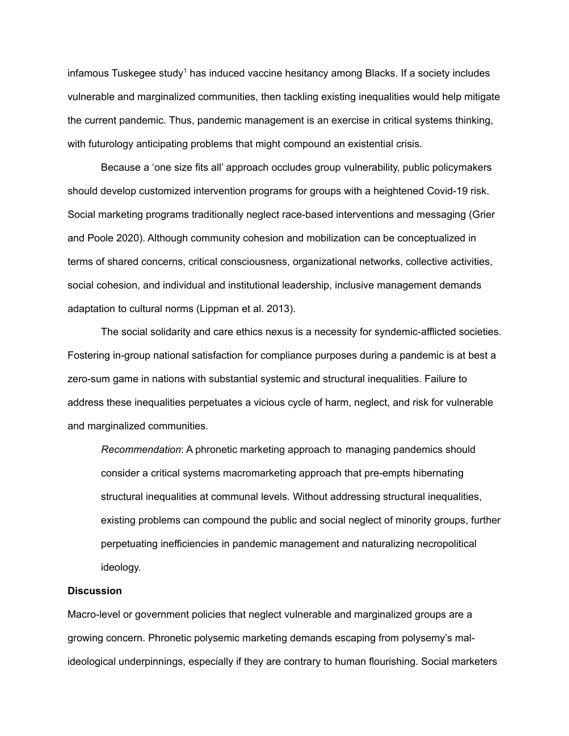infamous Tuskegee study[1] has induced vaccine hesitancy among Blacks. If a society includes vulnerable and marginalized communities, then tackling existing inequalities would help mitigate the current pandemic. Thus, pandemic management is an exercise in critical systems thinking, with futurology anticipating problems that might compound an existential crisis.

Because a 'one size fits all' approach occludes group vulnerability, public policymakers should develop customized intervention programs for groups with a heightened Covid-19 risk. Social marketing programs traditionally neglect race-based interventions and messaging (Grier and Poole 2020). Although community cohesion and mobilization can be conceptualized in terms of shared concerns, critical consciousness, organizational networks, collective activities, social cohesion, and individual and institutional leadership, inclusive management demands adaptation to cultural norms (Lippman et al. 2013).

The social solidarity and care ethics nexus is a necessity for syndemic-afflicted societies. Fostering in-group national satisfaction for compliance purposes during a pandemic is at best a zero-sum game in nations with substantial systemic and structural inequalities. Failure to address these inequalities perpetuates a vicious cycle of harm, neglect, and risk for vulnerable and marginalized communities.

> *Recommendation*: A phronetic marketing approach to managing pandemics should consider a critical systems macromarketing approach that pre-empts hibernating structural inequalities at communal levels. Without addressing structural inequalities, existing problems can compound the public and social neglect of minority groups, further perpetuating inefficiencies in pandemic management and naturalizing necropolitical ideology.

**Discussion**

Macro-level or government policies that neglect vulnerable and marginalized groups are a growing concern. Phronetic polysemic marketing demands escaping from polysemy's mal-ideological underpinnings, especially if they are contrary to human flourishing. Social marketers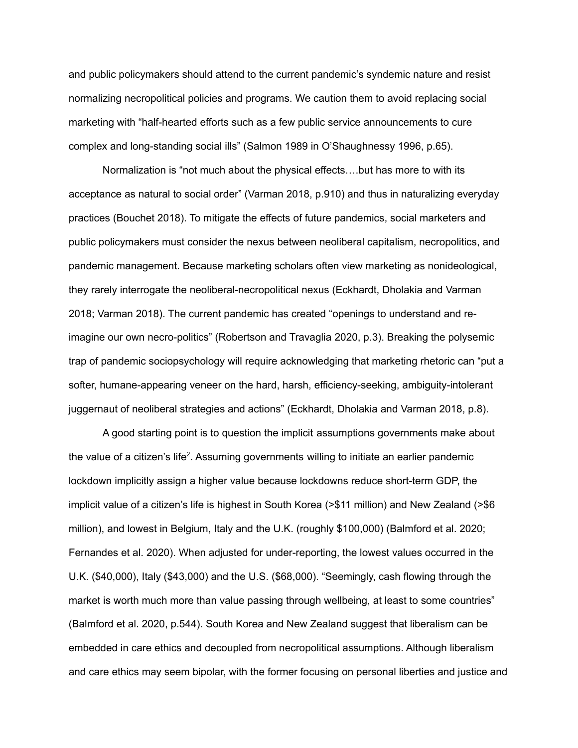and public policymakers should attend to the current pandemic's syndemic nature and resist normalizing necropolitical policies and programs. We caution them to avoid replacing social marketing with "half-hearted efforts such as a few public service announcements to cure complex and long-standing social ills" (Salmon 1989 in O'Shaughnessy 1996, p.65).

Normalization is "not much about the physical effects….but has more to with its acceptance as natural to social order" (Varman 2018, p.910) and thus in naturalizing everyday practices (Bouchet 2018). To mitigate the effects of future pandemics, social marketers and public policymakers must consider the nexus between neoliberal capitalism, necropolitics, and pandemic management. Because marketing scholars often view marketing as nonideological, they rarely interrogate the neoliberal-necropolitical nexus (Eckhardt, Dholakia and Varman 2018; Varman 2018). The current pandemic has created "openings to understand and re-imagine our own necro-politics" (Robertson and Travaglia 2020, p.3). Breaking the polysemic trap of pandemic sociopsychology will require acknowledging that marketing rhetoric can "put a softer, humane-appearing veneer on the hard, harsh, efficiency-seeking, ambiguity-intolerant juggernaut of neoliberal strategies and actions" (Eckhardt, Dholakia and Varman 2018, p.8).

A good starting point is to question the implicit assumptions governments make about the value of a citizen's life[2]. Assuming governments willing to initiate an earlier pandemic lockdown implicitly assign a higher value because lockdowns reduce short-term GDP, the implicit value of a citizen's life is highest in South Korea (>$11 million) and New Zealand (>$6 million), and lowest in Belgium, Italy and the U.K. (roughly $100,000) (Balmford et al. 2020; Fernandes et al. 2020). When adjusted for under-reporting, the lowest values occurred in the U.K. ($40,000), Italy ($43,000) and the U.S. ($68,000). "Seemingly, cash flowing through the market is worth much more than value passing through wellbeing, at least to some countries" (Balmford et al. 2020, p.544). South Korea and New Zealand suggest that liberalism can be embedded in care ethics and decoupled from necropolitical assumptions. Although liberalism and care ethics may seem bipolar, with the former focusing on personal liberties and justice and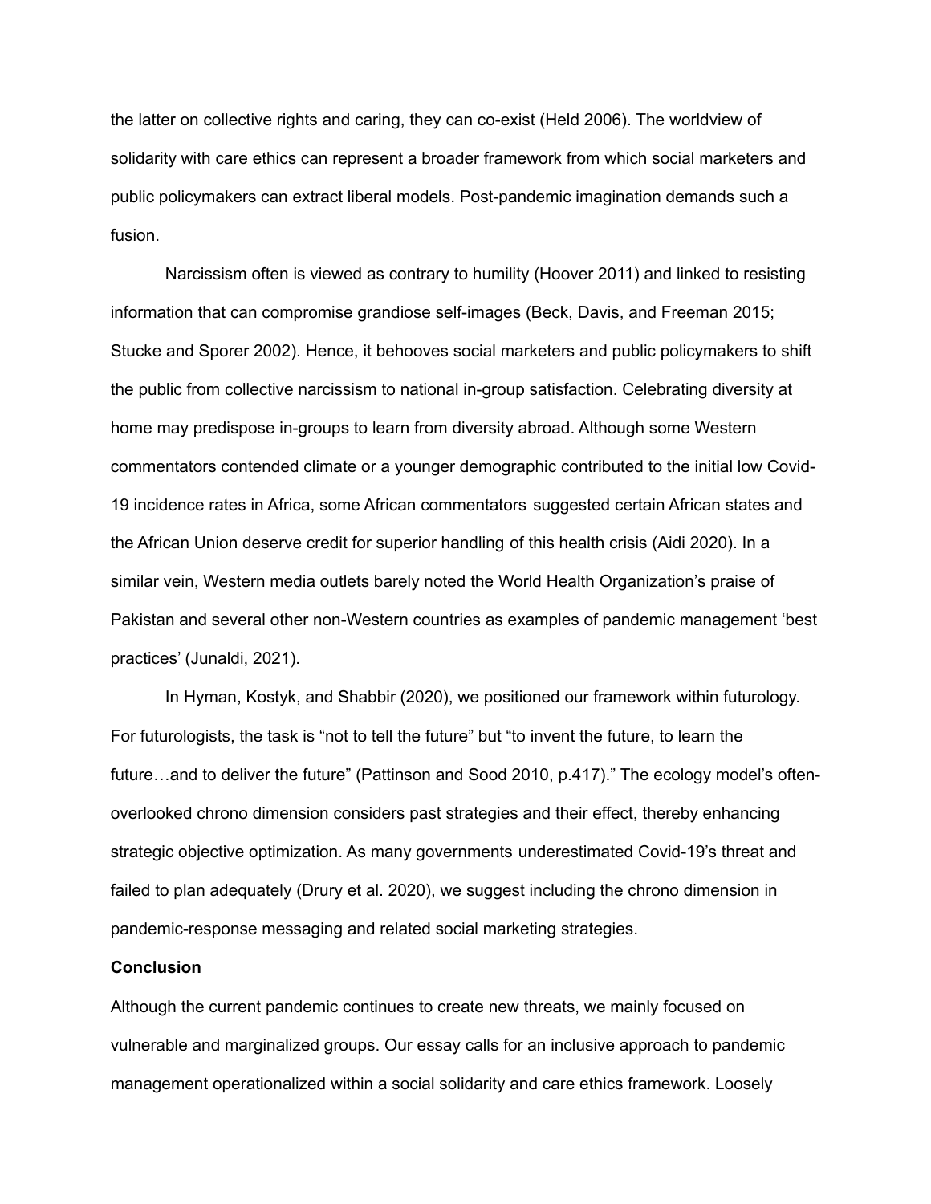the latter on collective rights and caring, they can co-exist (Held 2006). The worldview of solidarity with care ethics can represent a broader framework from which social marketers and public policymakers can extract liberal models. Post-pandemic imagination demands such a fusion.

Narcissism often is viewed as contrary to humility (Hoover 2011) and linked to resisting information that can compromise grandiose self-images (Beck, Davis, and Freeman 2015; Stucke and Sporer 2002). Hence, it behooves social marketers and public policymakers to shift the public from collective narcissism to national in-group satisfaction. Celebrating diversity at home may predispose in-groups to learn from diversity abroad. Although some Western commentators contended climate or a younger demographic contributed to the initial low Covid-19 incidence rates in Africa, some African commentators suggested certain African states and the African Union deserve credit for superior handling of this health crisis (Aidi 2020). In a similar vein, Western media outlets barely noted the World Health Organization's praise of Pakistan and several other non-Western countries as examples of pandemic management 'best practices' (Junaldi, 2021).

In Hyman, Kostyk, and Shabbir (2020), we positioned our framework within futurology. For futurologists, the task is "not to tell the future" but "to invent the future, to learn the future…and to deliver the future" (Pattinson and Sood 2010, p.417)." The ecology model's often-overlooked chrono dimension considers past strategies and their effect, thereby enhancing strategic objective optimization. As many governments underestimated Covid-19's threat and failed to plan adequately (Drury et al. 2020), we suggest including the chrono dimension in pandemic-response messaging and related social marketing strategies.

**Conclusion**

Although the current pandemic continues to create new threats, we mainly focused on vulnerable and marginalized groups. Our essay calls for an inclusive approach to pandemic management operationalized within a social solidarity and care ethics framework. Loosely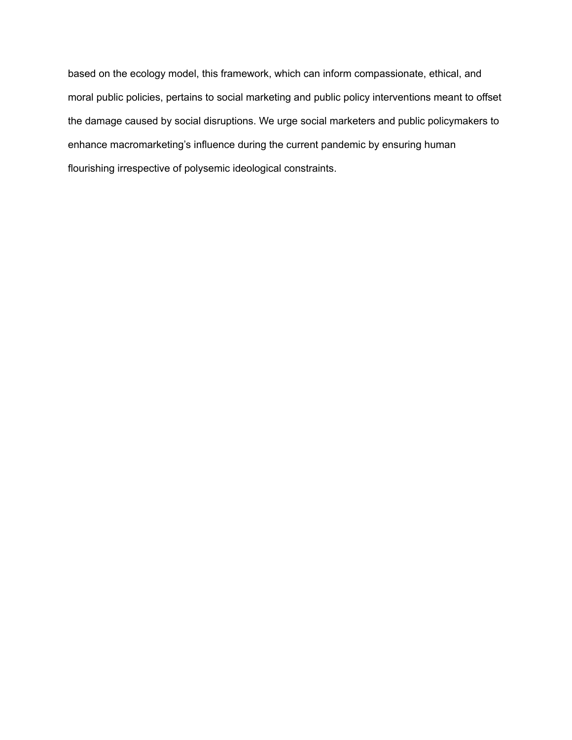based on the ecology model, this framework, which can inform compassionate, ethical, and moral public policies, pertains to social marketing and public policy interventions meant to offset the damage caused by social disruptions. We urge social marketers and public policymakers to enhance macromarketing's influence during the current pandemic by ensuring human flourishing irrespective of polysemic ideological constraints.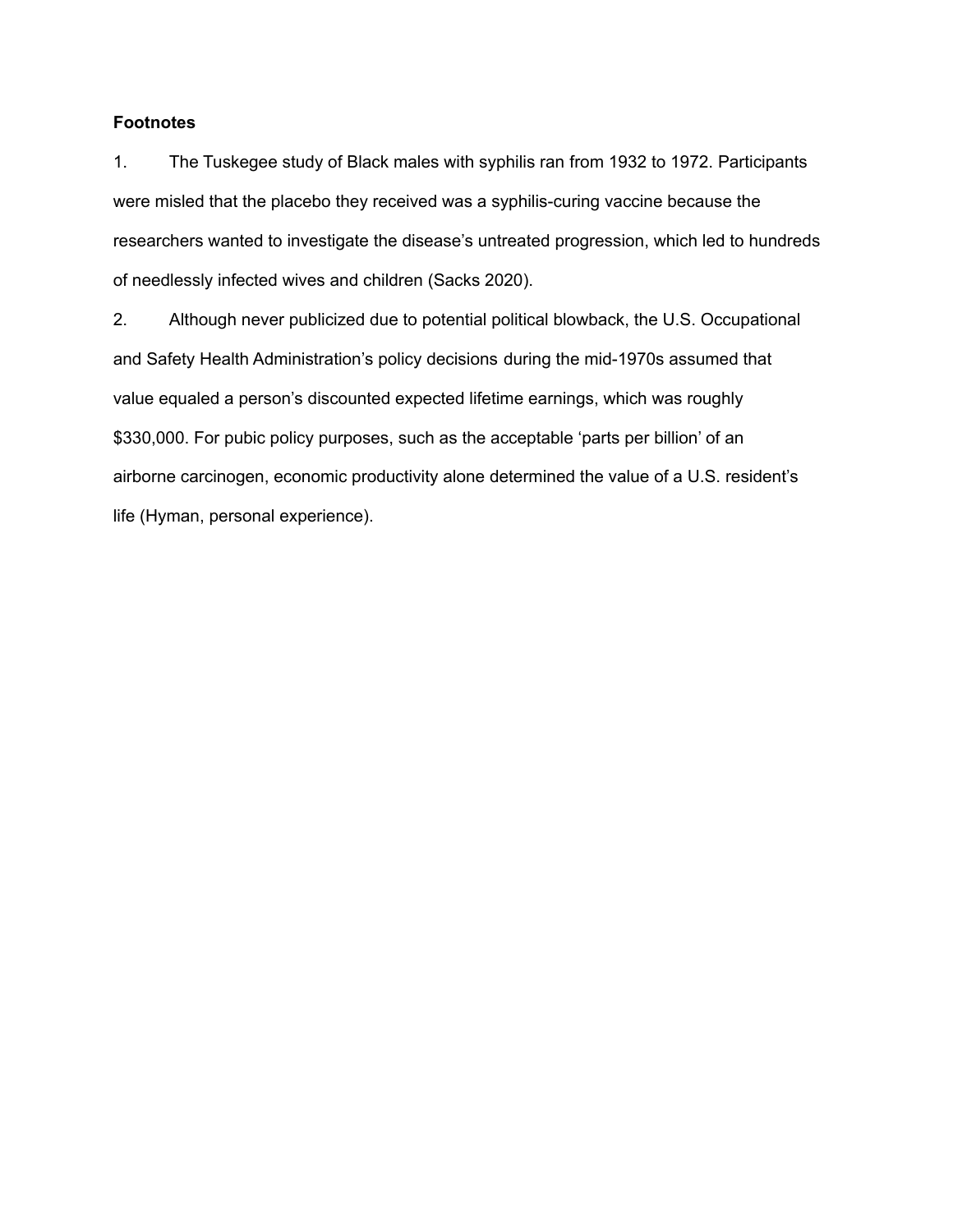**Footnotes**

1. The Tuskegee study of Black males with syphilis ran from 1932 to 1972. Participants were misled that the placebo they received was a syphilis-curing vaccine because the researchers wanted to investigate the disease's untreated progression, which led to hundreds of needlessly infected wives and children (Sacks 2020).

2. Although never publicized due to potential political blowback, the U.S. Occupational and Safety Health Administration's policy decisions during the mid-1970s assumed that value equaled a person's discounted expected lifetime earnings, which was roughly $330,000. For pubic policy purposes, such as the acceptable 'parts per billion' of an airborne carcinogen, economic productivity alone determined the value of a U.S. resident's life (Hyman, personal experience).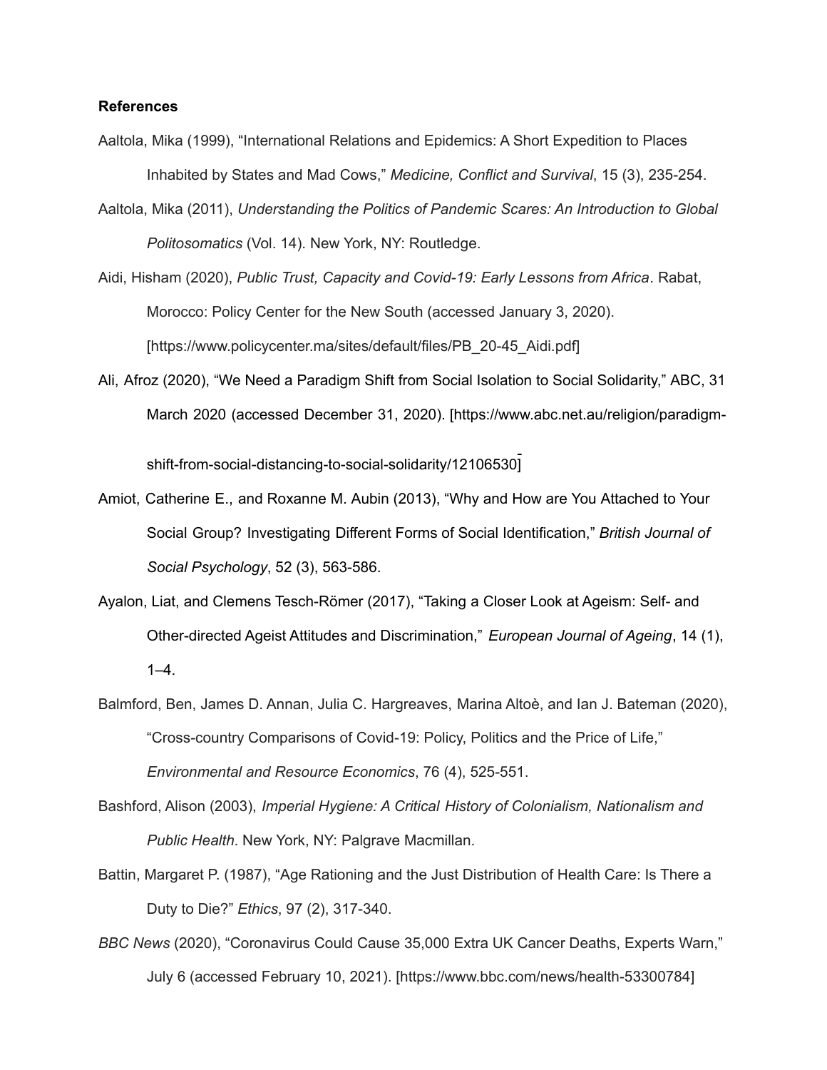**References**

Aaltola, Mika (1999), "International Relations and Epidemics: A Short Expedition to Places Inhabited by States and Mad Cows," *Medicine, Conflict and Survival*, 15 (3), 235-254.

Aaltola, Mika (2011), *Understanding the Politics of Pandemic Scares: An Introduction to Global Politosomatics* (Vol. 14). New York, NY: Routledge.

Aidi, Hisham (2020), *Public Trust, Capacity and Covid-19: Early Lessons from Africa*. Rabat, Morocco: Policy Center for the New South (accessed January 3, 2020). [https://www.policycenter.ma/sites/default/files/PB_20-45_Aidi.pdf]

Ali, Afroz (2020), "We Need a Paradigm Shift from Social Isolation to Social Solidarity," ABC, 31 March 2020 (accessed December 31, 2020). [https://www.abc.net.au/religion/paradigm-shift-from-social-distancing-to-social-solidarity/12106530]

Amiot, Catherine E., and Roxanne M. Aubin (2013), "Why and How are You Attached to Your Social Group? Investigating Different Forms of Social Identification," *British Journal of Social Psychology*, 52 (3), 563-586.

Ayalon, Liat, and Clemens Tesch-Römer (2017), "Taking a Closer Look at Ageism: Self- and Other-directed Ageist Attitudes and Discrimination," *European Journal of Ageing*, 14 (1), 1–4.

Balmford, Ben, James D. Annan, Julia C. Hargreaves, Marina Altoè, and Ian J. Bateman (2020), "Cross-country Comparisons of Covid-19: Policy, Politics and the Price of Life," *Environmental and Resource Economics*, 76 (4), 525-551.

Bashford, Alison (2003), *Imperial Hygiene: A Critical History of Colonialism, Nationalism and Public Health*. New York, NY: Palgrave Macmillan.

Battin, Margaret P. (1987), "Age Rationing and the Just Distribution of Health Care: Is There a Duty to Die?" *Ethics*, 97 (2), 317-340.

*BBC News* (2020), "Coronavirus Could Cause 35,000 Extra UK Cancer Deaths, Experts Warn," July 6 (accessed February 10, 2021). [https://www.bbc.com/news/health-53300784]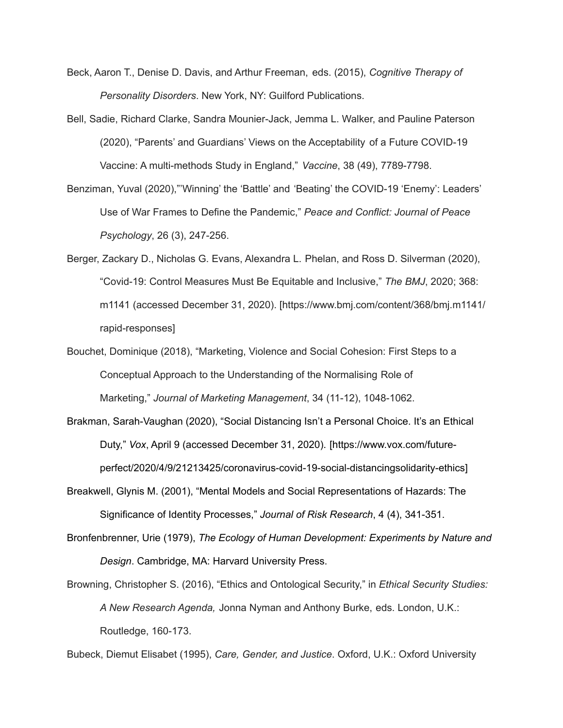Beck, Aaron T., Denise D. Davis, and Arthur Freeman, eds. (2015), *Cognitive Therapy of Personality Disorders*. New York, NY: Guilford Publications.

Bell, Sadie, Richard Clarke, Sandra Mounier-Jack, Jemma L. Walker, and Pauline Paterson (2020), "Parents' and Guardians' Views on the Acceptability of a Future COVID-19 Vaccine: A multi-methods Study in England," *Vaccine*, 38 (49), 7789-7798.

Benziman, Yuval (2020),"'Winning' the 'Battle' and 'Beating' the COVID-19 'Enemy': Leaders' Use of War Frames to Define the Pandemic," *Peace and Conflict: Journal of Peace Psychology*, 26 (3), 247-256.

Berger, Zackary D., Nicholas G. Evans, Alexandra L. Phelan, and Ross D. Silverman (2020), "Covid-19: Control Measures Must Be Equitable and Inclusive," *The BMJ*, 2020; 368: m1141 (accessed December 31, 2020). [https://www.bmj.com/content/368/bmj.m1141/rapid-responses]

Bouchet, Dominique (2018), "Marketing, Violence and Social Cohesion: First Steps to a Conceptual Approach to the Understanding of the Normalising Role of Marketing," *Journal of Marketing Management*, 34 (11-12), 1048-1062.

Brakman, Sarah-Vaughan (2020), "Social Distancing Isn't a Personal Choice. It's an Ethical Duty," *Vox*, April 9 (accessed December 31, 2020). [https://www.vox.com/future-perfect/2020/4/9/21213425/coronavirus-covid-19-social-distancingsolidarity-ethics]

Breakwell, Glynis M. (2001), "Mental Models and Social Representations of Hazards: The Significance of Identity Processes," *Journal of Risk Research*, 4 (4), 341-351.

Bronfenbrenner, Urie (1979), *The Ecology of Human Development: Experiments by Nature and Design*. Cambridge, MA: Harvard University Press.

Browning, Christopher S. (2016), "Ethics and Ontological Security," in *Ethical Security Studies: A New Research Agenda,* Jonna Nyman and Anthony Burke, eds. London, U.K.: Routledge, 160-173.

Bubeck, Diemut Elisabet (1995), *Care, Gender, and Justice*. Oxford, U.K.: Oxford University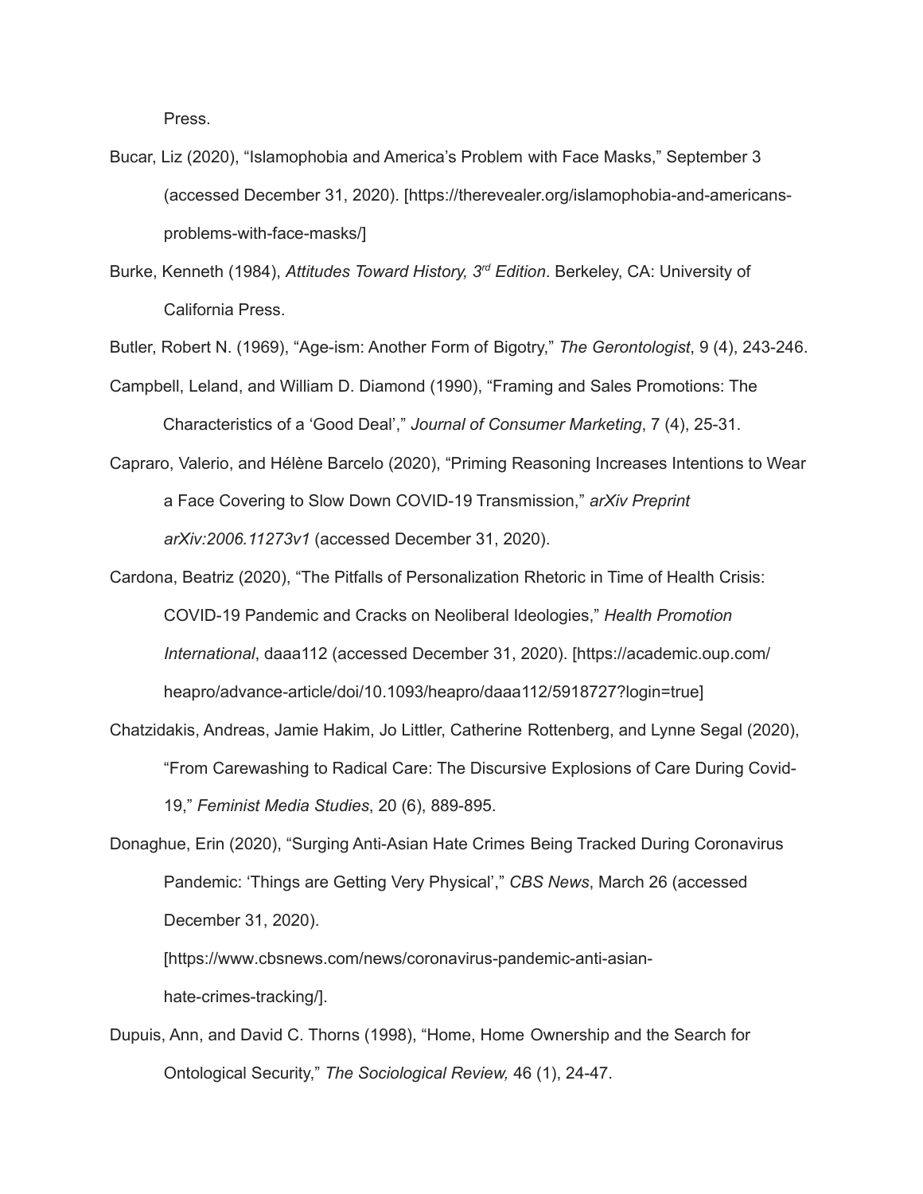Press.

Bucar, Liz (2020), “Islamophobia and America’s Problem with Face Masks,” September 3 (accessed December 31, 2020). [https://therevealer.org/islamophobia-and-americans-problems-with-face-masks/]

Burke, Kenneth (1984), *Attitudes Toward History, 3rd Edition*. Berkeley, CA: University of California Press.

Butler, Robert N. (1969), “Age-ism: Another Form of Bigotry,” *The Gerontologist*, 9 (4), 243-246.

Campbell, Leland, and William D. Diamond (1990), “Framing and Sales Promotions: The Characteristics of a ‘Good Deal’,” *Journal of Consumer Marketing*, 7 (4), 25-31.

Capraro, Valerio, and Hélène Barcelo (2020), “Priming Reasoning Increases Intentions to Wear a Face Covering to Slow Down COVID-19 Transmission,” *arXiv Preprint arXiv:2006.11273v1* (accessed December 31, 2020).

Cardona, Beatriz (2020), “The Pitfalls of Personalization Rhetoric in Time of Health Crisis: COVID-19 Pandemic and Cracks on Neoliberal Ideologies,” *Health Promotion International*, daaa112 (accessed December 31, 2020). [https://academic.oup.com/heapro/advance-article/doi/10.1093/heapro/daaa112/5918727?login=true]

Chatzidakis, Andreas, Jamie Hakim, Jo Littler, Catherine Rottenberg, and Lynne Segal (2020), “From Carewashing to Radical Care: The Discursive Explosions of Care During Covid-19,” *Feminist Media Studies*, 20 (6), 889-895.

Donaghue, Erin (2020), “Surging Anti-Asian Hate Crimes Being Tracked During Coronavirus Pandemic: ‘Things are Getting Very Physical’,” *CBS News*, March 26 (accessed December 31, 2020). [https://www.cbsnews.com/news/coronavirus-pandemic-anti-asian-hate-crimes-tracking/].

Dupuis, Ann, and David C. Thorns (1998), “Home, Home Ownership and the Search for Ontological Security,” *The Sociological Review,* 46 (1), 24-47.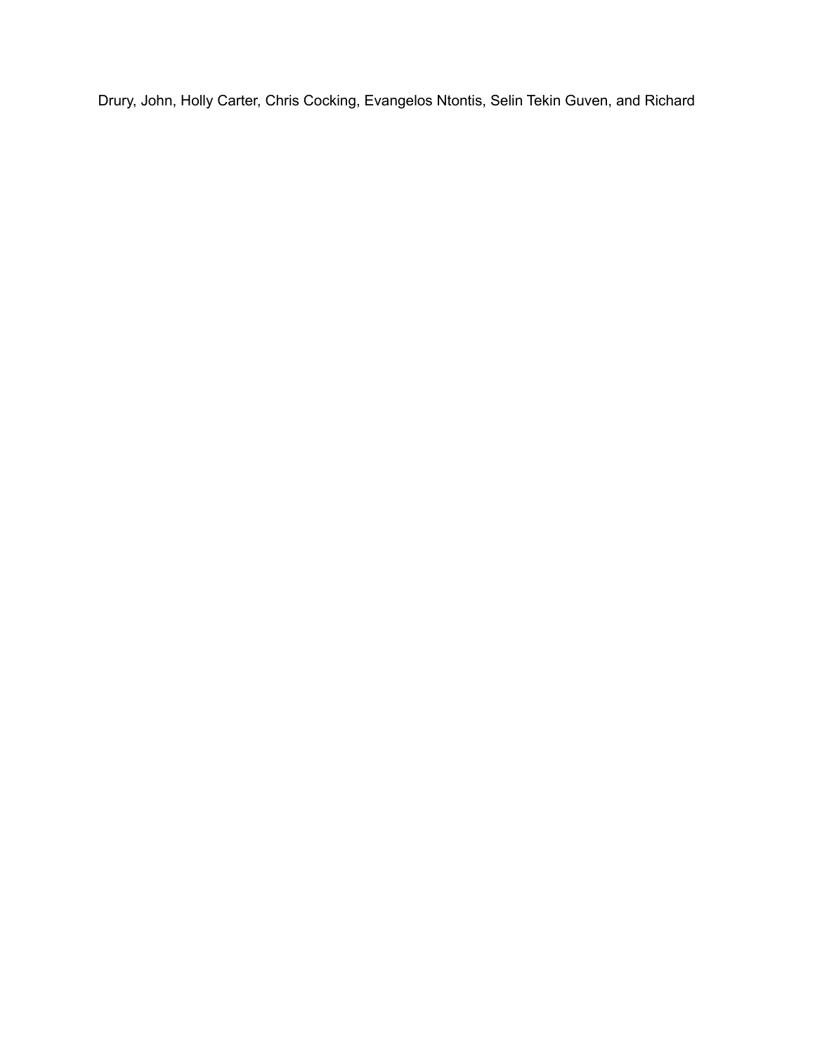Drury, John, Holly Carter, Chris Cocking, Evangelos Ntontis, Selin Tekin Guven, and Richard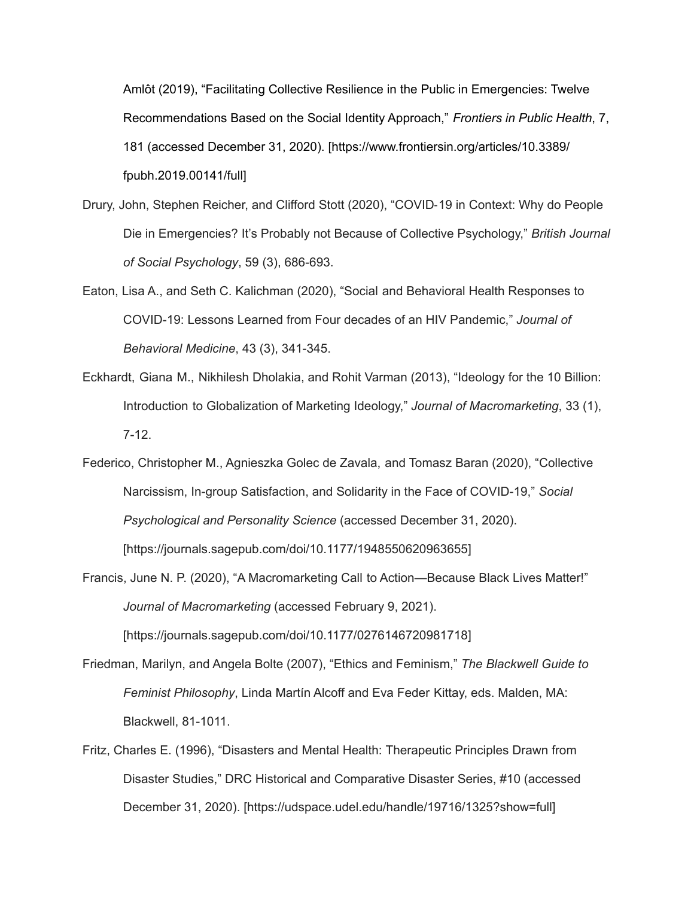Amlôt (2019), "Facilitating Collective Resilience in the Public in Emergencies: Twelve Recommendations Based on the Social Identity Approach," *Frontiers in Public Health*, 7, 181 (accessed December 31, 2020). [https://www.frontiersin.org/articles/10.3389/fpubh.2019.00141/full]

Drury, John, Stephen Reicher, and Clifford Stott (2020), "COVID-19 in Context: Why do People Die in Emergencies? It's Probably not Because of Collective Psychology," *British Journal of Social Psychology*, 59 (3), 686-693.

Eaton, Lisa A., and Seth C. Kalichman (2020), "Social and Behavioral Health Responses to COVID-19: Lessons Learned from Four decades of an HIV Pandemic," *Journal of Behavioral Medicine*, 43 (3), 341-345.

Eckhardt, Giana M., Nikhilesh Dholakia, and Rohit Varman (2013), "Ideology for the 10 Billion: Introduction to Globalization of Marketing Ideology," *Journal of Macromarketing*, 33 (1), 7-12.

Federico, Christopher M., Agnieszka Golec de Zavala, and Tomasz Baran (2020), "Collective Narcissism, In-group Satisfaction, and Solidarity in the Face of COVID-19," *Social Psychological and Personality Science* (accessed December 31, 2020). [https://journals.sagepub.com/doi/10.1177/1948550620963655]

Francis, June N. P. (2020), "A Macromarketing Call to Action—Because Black Lives Matter!" *Journal of Macromarketing* (accessed February 9, 2021). [https://journals.sagepub.com/doi/10.1177/0276146720981718]

Friedman, Marilyn, and Angela Bolte (2007), "Ethics and Feminism," *The Blackwell Guide to Feminist Philosophy*, Linda Martín Alcoff and Eva Feder Kittay, eds. Malden, MA: Blackwell, 81-1011.

Fritz, Charles E. (1996), "Disasters and Mental Health: Therapeutic Principles Drawn from Disaster Studies," DRC Historical and Comparative Disaster Series, #10 (accessed December 31, 2020). [https://udspace.udel.edu/handle/19716/1325?show=full]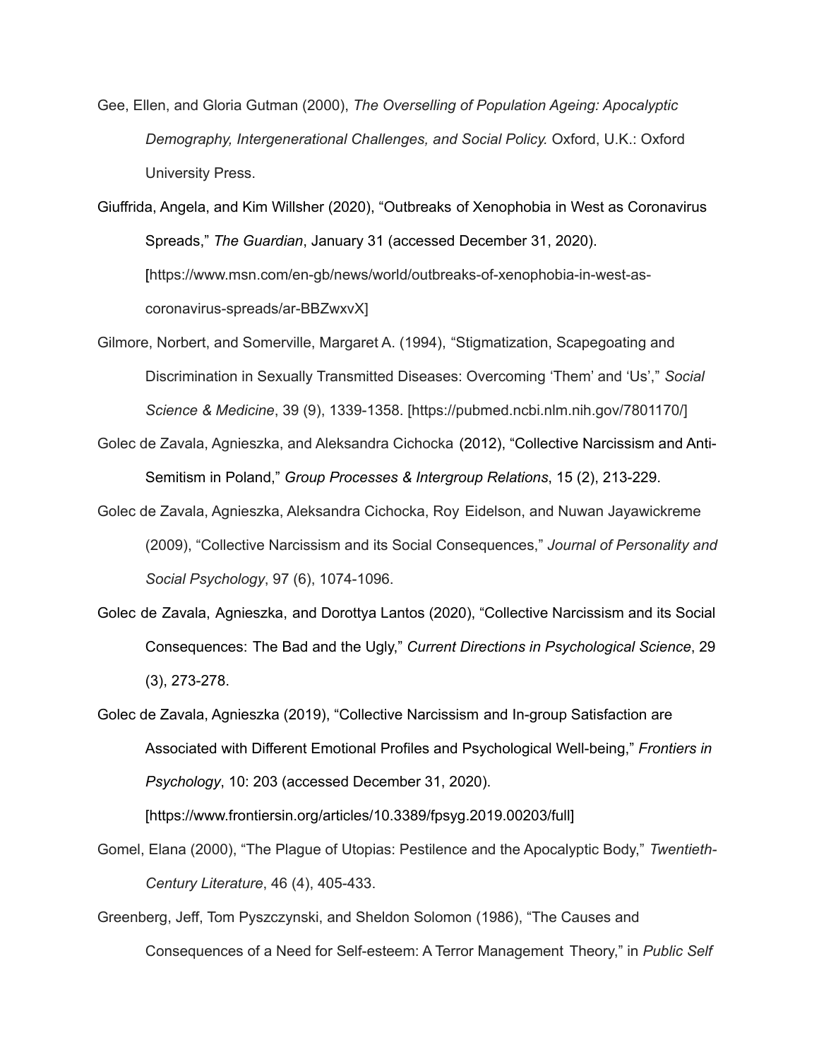Gee, Ellen, and Gloria Gutman (2000), *The Overselling of Population Ageing: Apocalyptic Demography, Intergenerational Challenges, and Social Policy.* Oxford, U.K.: Oxford University Press.

Giuffrida, Angela, and Kim Willsher (2020), "Outbreaks of Xenophobia in West as Coronavirus Spreads," *The Guardian*, January 31 (accessed December 31, 2020). [https://www.msn.com/en-gb/news/world/outbreaks-of-xenophobia-in-west-as-coronavirus-spreads/ar-BBZwxvX]

Gilmore, Norbert, and Somerville, Margaret A. (1994), "Stigmatization, Scapegoating and Discrimination in Sexually Transmitted Diseases: Overcoming 'Them' and 'Us'," *Social Science & Medicine*, 39 (9), 1339-1358. [https://pubmed.ncbi.nlm.nih.gov/7801170/]

Golec de Zavala, Agnieszka, and Aleksandra Cichocka (2012), "Collective Narcissism and Anti-Semitism in Poland," *Group Processes & Intergroup Relations*, 15 (2), 213-229.

Golec de Zavala, Agnieszka, Aleksandra Cichocka, Roy Eidelson, and Nuwan Jayawickreme (2009), "Collective Narcissism and its Social Consequences," *Journal of Personality and Social Psychology*, 97 (6), 1074-1096.

Golec de Zavala, Agnieszka, and Dorottya Lantos (2020), "Collective Narcissism and its Social Consequences: The Bad and the Ugly," *Current Directions in Psychological Science*, 29 (3), 273-278.

Golec de Zavala, Agnieszka (2019), "Collective Narcissism and In-group Satisfaction are Associated with Different Emotional Profiles and Psychological Well-being," *Frontiers in Psychology*, 10: 203 (accessed December 31, 2020). [https://www.frontiersin.org/articles/10.3389/fpsyg.2019.00203/full]

Gomel, Elana (2000), "The Plague of Utopias: Pestilence and the Apocalyptic Body," *Twentieth-Century Literature*, 46 (4), 405-433.

Greenberg, Jeff, Tom Pyszczynski, and Sheldon Solomon (1986), "The Causes and Consequences of a Need for Self-esteem: A Terror Management Theory," in *Public Self*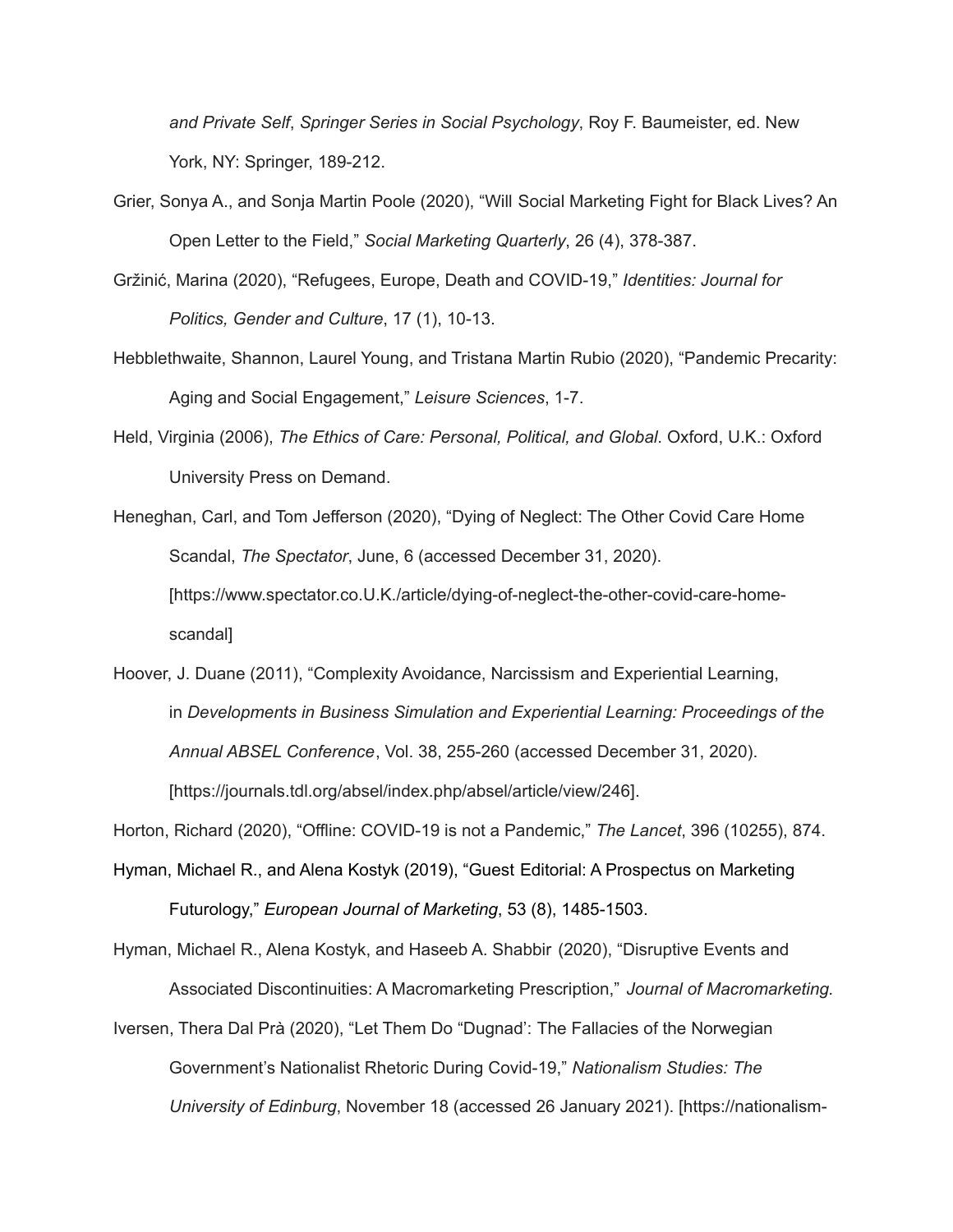*and Private Self*, *Springer Series in Social Psychology*, Roy F. Baumeister, ed. New York, NY: Springer, 189-212.

Grier, Sonya A., and Sonja Martin Poole (2020), "Will Social Marketing Fight for Black Lives? An Open Letter to the Field," *Social Marketing Quarterly*, 26 (4), 378-387.

Gržinić, Marina (2020), "Refugees, Europe, Death and COVID-19," *Identities: Journal for Politics, Gender and Culture*, 17 (1), 10-13.

Hebblethwaite, Shannon, Laurel Young, and Tristana Martin Rubio (2020), "Pandemic Precarity: Aging and Social Engagement," *Leisure Sciences*, 1-7.

Held, Virginia (2006), *The Ethics of Care: Personal, Political, and Global*. Oxford, U.K.: Oxford University Press on Demand.

Heneghan, Carl, and Tom Jefferson (2020), "Dying of Neglect: The Other Covid Care Home Scandal, *The Spectator*, June, 6 (accessed December 31, 2020). [https://www.spectator.co.U.K./article/dying-of-neglect-the-other-covid-care-home-scandal]

Hoover, J. Duane (2011), "Complexity Avoidance, Narcissism and Experiential Learning, in *Developments in Business Simulation and Experiential Learning: Proceedings of the Annual ABSEL Conference*, Vol. 38, 255-260 (accessed December 31, 2020). [https://journals.tdl.org/absel/index.php/absel/article/view/246].

Horton, Richard (2020), "Offline: COVID-19 is not a Pandemic," *The Lancet*, 396 (10255), 874.

Hyman, Michael R., and Alena Kostyk (2019), "Guest Editorial: A Prospectus on Marketing Futurology," *European Journal of Marketing*, 53 (8), 1485-1503.

Hyman, Michael R., Alena Kostyk, and Haseeb A. Shabbir (2020), "Disruptive Events and Associated Discontinuities: A Macromarketing Prescription," *Journal of Macromarketing.*

Iversen, Thera Dal Prà (2020), "Let Them Do "Dugnad': The Fallacies of the Norwegian Government's Nationalist Rhetoric During Covid-19," *Nationalism Studies: The University of Edinburg*, November 18 (accessed 26 January 2021). [https://nationalism-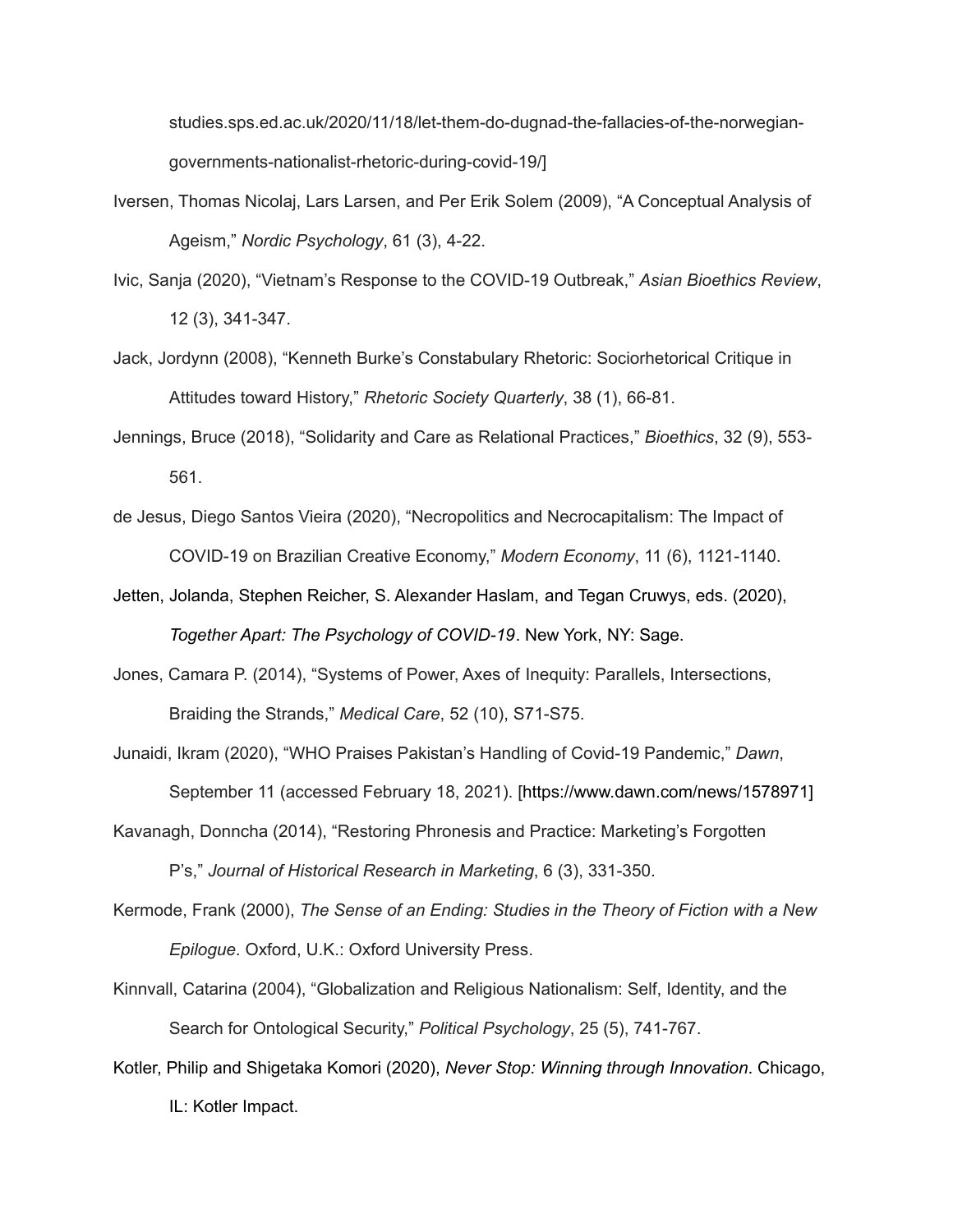studies.sps.ed.ac.uk/2020/11/18/let-them-do-dugnad-the-fallacies-of-the-norwegian-governments-nationalist-rhetoric-during-covid-19/]

Iversen, Thomas Nicolaj, Lars Larsen, and Per Erik Solem (2009), "A Conceptual Analysis of Ageism," *Nordic Psychology*, 61 (3), 4-22.

Ivic, Sanja (2020), "Vietnam's Response to the COVID-19 Outbreak," *Asian Bioethics Review*, 12 (3), 341-347.

Jack, Jordynn (2008), "Kenneth Burke's Constabulary Rhetoric: Sociorhetorical Critique in Attitudes toward History," *Rhetoric Society Quarterly*, 38 (1), 66-81.

Jennings, Bruce (2018), "Solidarity and Care as Relational Practices," *Bioethics*, 32 (9), 553-561.

de Jesus, Diego Santos Vieira (2020), "Necropolitics and Necrocapitalism: The Impact of COVID-19 on Brazilian Creative Economy," *Modern Economy*, 11 (6), 1121-1140.

Jetten, Jolanda, Stephen Reicher, S. Alexander Haslam, and Tegan Cruwys, eds. (2020), *Together Apart: The Psychology of COVID-19*. New York, NY: Sage.

Jones, Camara P. (2014), "Systems of Power, Axes of Inequity: Parallels, Intersections, Braiding the Strands," *Medical Care*, 52 (10), S71-S75.

Junaidi, Ikram (2020), "WHO Praises Pakistan's Handling of Covid-19 Pandemic," *Dawn*, September 11 (accessed February 18, 2021). [https://www.dawn.com/news/1578971]

Kavanagh, Donncha (2014), "Restoring Phronesis and Practice: Marketing's Forgotten P's," *Journal of Historical Research in Marketing*, 6 (3), 331-350.

Kermode, Frank (2000), *The Sense of an Ending: Studies in the Theory of Fiction with a New Epilogue*. Oxford, U.K.: Oxford University Press.

Kinnvall, Catarina (2004), "Globalization and Religious Nationalism: Self, Identity, and the Search for Ontological Security," *Political Psychology*, 25 (5), 741-767.

Kotler, Philip and Shigetaka Komori (2020), *Never Stop: Winning through Innovation*. Chicago, IL: Kotler Impact.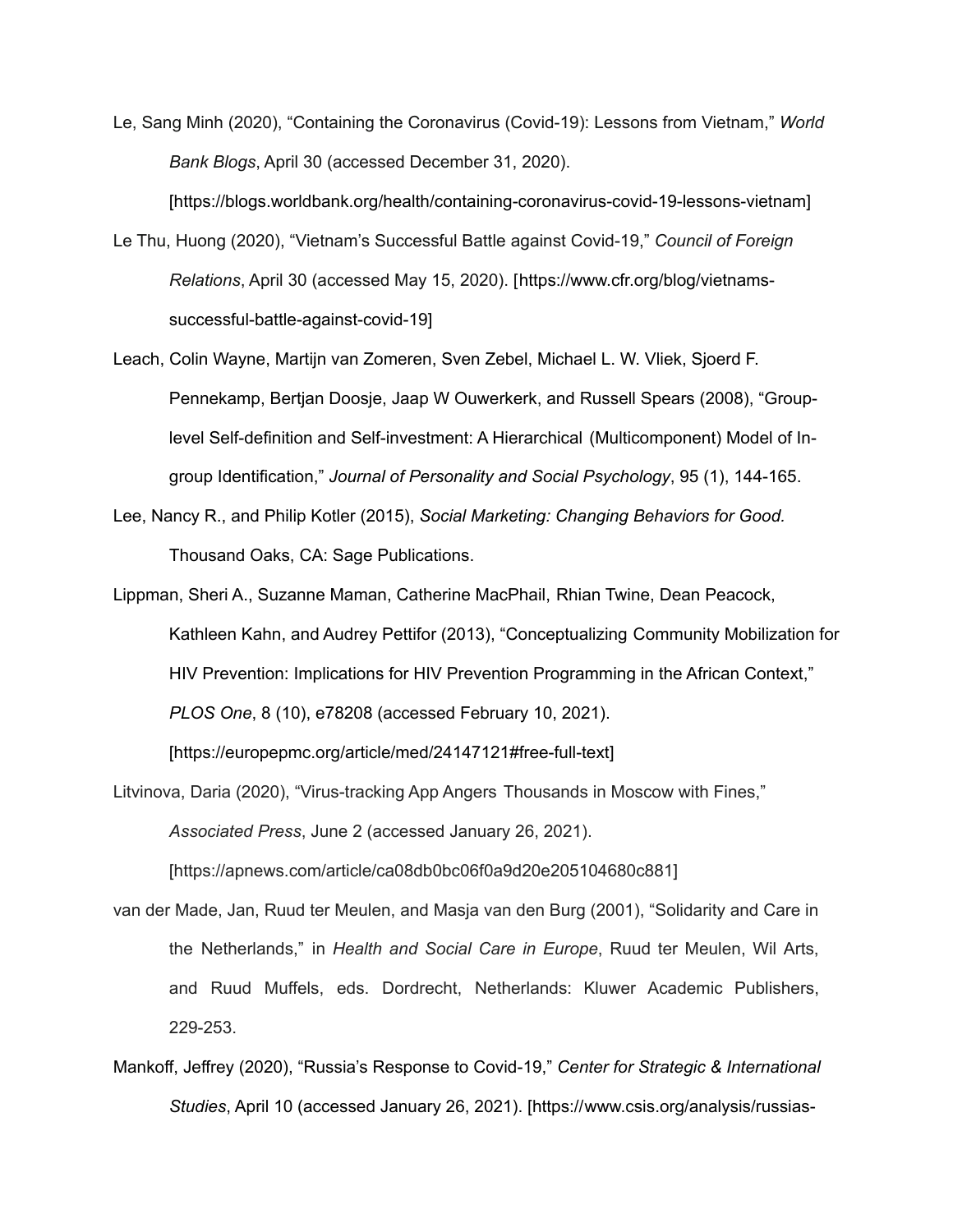Le, Sang Minh (2020), "Containing the Coronavirus (Covid-19): Lessons from Vietnam," *World Bank Blogs*, April 30 (accessed December 31, 2020). [https://blogs.worldbank.org/health/containing-coronavirus-covid-19-lessons-vietnam]

Le Thu, Huong (2020), "Vietnam's Successful Battle against Covid-19," *Council of Foreign Relations*, April 30 (accessed May 15, 2020). [https://www.cfr.org/blog/vietnams-successful-battle-against-covid-19]

Leach, Colin Wayne, Martijn van Zomeren, Sven Zebel, Michael L. W. Vliek, Sjoerd F. Pennekamp, Bertjan Doosje, Jaap W Ouwerkerk, and Russell Spears (2008), "Group-level Self-definition and Self-investment: A Hierarchical (Multicomponent) Model of In-group Identification," *Journal of Personality and Social Psychology*, 95 (1), 144-165.

Lee, Nancy R., and Philip Kotler (2015), *Social Marketing: Changing Behaviors for Good.* Thousand Oaks, CA: Sage Publications.

Lippman, Sheri A., Suzanne Maman, Catherine MacPhail, Rhian Twine, Dean Peacock, Kathleen Kahn, and Audrey Pettifor (2013), "Conceptualizing Community Mobilization for HIV Prevention: Implications for HIV Prevention Programming in the African Context," *PLOS One*, 8 (10), e78208 (accessed February 10, 2021). [https://europepmc.org/article/med/24147121#free-full-text]

Litvinova, Daria (2020), "Virus-tracking App Angers Thousands in Moscow with Fines," *Associated Press*, June 2 (accessed January 26, 2021). [https://apnews.com/article/ca08db0bc06f0a9d20e205104680c881]

van der Made, Jan, Ruud ter Meulen, and Masja van den Burg (2001), "Solidarity and Care in the Netherlands," in *Health and Social Care in Europe*, Ruud ter Meulen, Wil Arts, and Ruud Muffels, eds. Dordrecht, Netherlands: Kluwer Academic Publishers, 229-253.

Mankoff, Jeffrey (2020), "Russia's Response to Covid-19," *Center for Strategic & International Studies*, April 10 (accessed January 26, 2021). [https://www.csis.org/analysis/russias-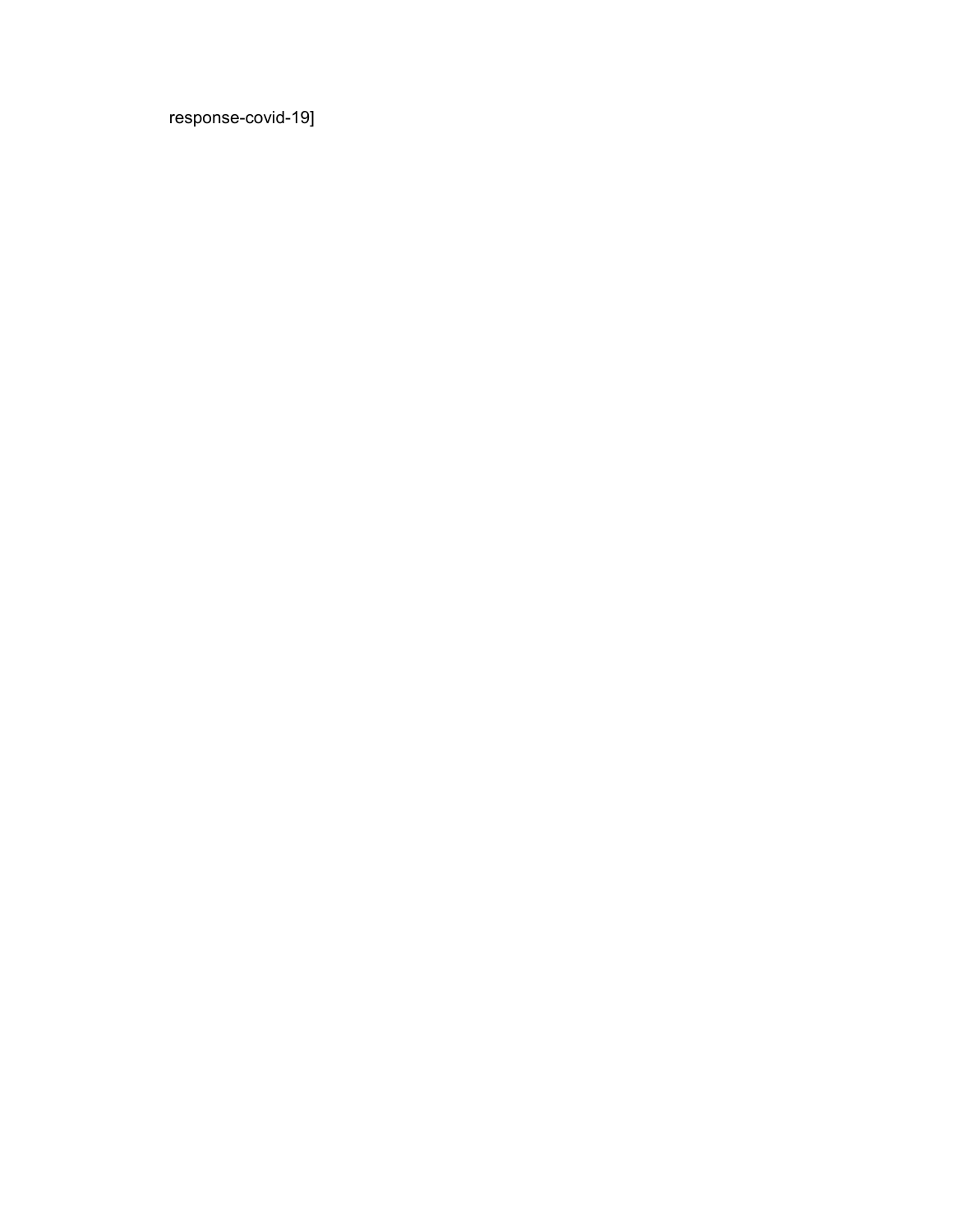response-covid-19]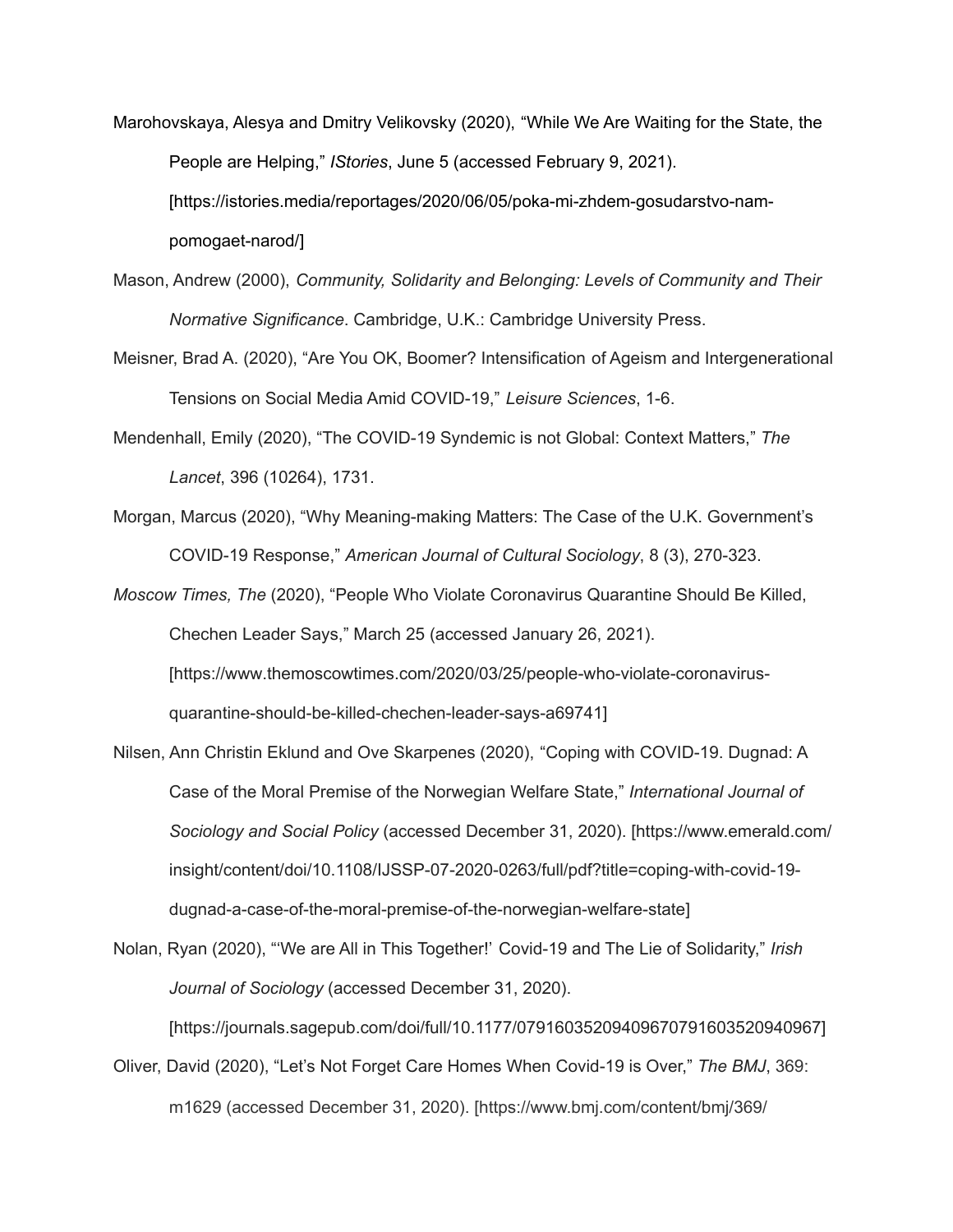Marohovskaya, Alesya and Dmitry Velikovsky (2020), "While We Are Waiting for the State, the People are Helping," *IStories*, June 5 (accessed February 9, 2021). [https://istories.media/reportages/2020/06/05/poka-mi-zhdem-gosudarstvo-nam-pomogaet-narod/]

Mason, Andrew (2000), *Community, Solidarity and Belonging: Levels of Community and Their Normative Significance*. Cambridge, U.K.: Cambridge University Press.

Meisner, Brad A. (2020), "Are You OK, Boomer? Intensification of Ageism and Intergenerational Tensions on Social Media Amid COVID-19," *Leisure Sciences*, 1-6.

Mendenhall, Emily (2020), "The COVID-19 Syndemic is not Global: Context Matters," *The Lancet*, 396 (10264), 1731.

Morgan, Marcus (2020), "Why Meaning-making Matters: The Case of the U.K. Government's COVID-19 Response," *American Journal of Cultural Sociology*, 8 (3), 270-323.

*Moscow Times, The* (2020), "People Who Violate Coronavirus Quarantine Should Be Killed, Chechen Leader Says," March 25 (accessed January 26, 2021). [https://www.themoscowtimes.com/2020/03/25/people-who-violate-coronavirus-quarantine-should-be-killed-chechen-leader-says-a69741]

Nilsen, Ann Christin Eklund and Ove Skarpenes (2020), "Coping with COVID-19. Dugnad: A Case of the Moral Premise of the Norwegian Welfare State," *International Journal of Sociology and Social Policy* (accessed December 31, 2020). [https://www.emerald.com/insight/content/doi/10.1108/IJSSP-07-2020-0263/full/pdf?title=coping-with-covid-19-dugnad-a-case-of-the-moral-premise-of-the-norwegian-welfare-state]

Nolan, Ryan (2020), "'We are All in This Together!' Covid-19 and The Lie of Solidarity," *Irish Journal of Sociology* (accessed December 31, 2020). [https://journals.sagepub.com/doi/full/10.1177/0791603520940967 0791603520940967]

Oliver, David (2020), "Let's Not Forget Care Homes When Covid-19 is Over," *The BMJ*, 369: m1629 (accessed December 31, 2020). [https://www.bmj.com/content/bmj/369/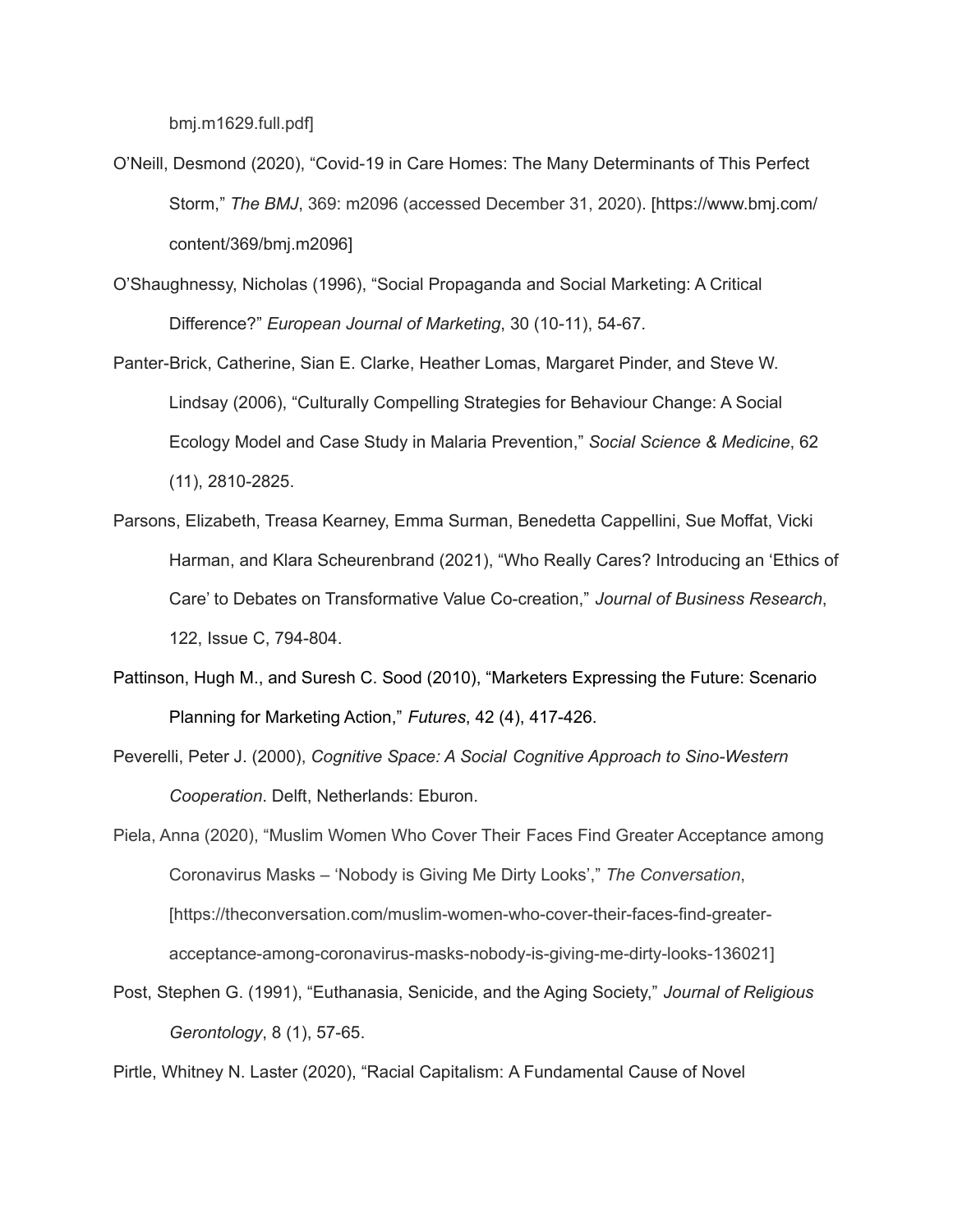bmj.m1629.full.pdf]

O'Neill, Desmond (2020), "Covid-19 in Care Homes: The Many Determinants of This Perfect Storm," *The BMJ*, 369: m2096 (accessed December 31, 2020). [https://www.bmj.com/content/369/bmj.m2096]

O'Shaughnessy, Nicholas (1996), "Social Propaganda and Social Marketing: A Critical Difference?" *European Journal of Marketing*, 30 (10-11), 54-67.

Panter-Brick, Catherine, Sian E. Clarke, Heather Lomas, Margaret Pinder, and Steve W. Lindsay (2006), "Culturally Compelling Strategies for Behaviour Change: A Social Ecology Model and Case Study in Malaria Prevention," *Social Science & Medicine*, 62 (11), 2810-2825.

Parsons, Elizabeth, Treasa Kearney, Emma Surman, Benedetta Cappellini, Sue Moffat, Vicki Harman, and Klara Scheurenbrand (2021), "Who Really Cares? Introducing an 'Ethics of Care' to Debates on Transformative Value Co-creation," *Journal of Business Research*, 122, Issue C, 794-804.

Pattinson, Hugh M., and Suresh C. Sood (2010), "Marketers Expressing the Future: Scenario Planning for Marketing Action," *Futures*, 42 (4), 417-426.

Peverelli, Peter J. (2000), *Cognitive Space: A Social Cognitive Approach to Sino-Western Cooperation*. Delft, Netherlands: Eburon.

Piela, Anna (2020), "Muslim Women Who Cover Their Faces Find Greater Acceptance among Coronavirus Masks – 'Nobody is Giving Me Dirty Looks'," *The Conversation*, [https://theconversation.com/muslim-women-who-cover-their-faces-find-greater-acceptance-among-coronavirus-masks-nobody-is-giving-me-dirty-looks-136021]

Post, Stephen G. (1991), "Euthanasia, Senicide, and the Aging Society," *Journal of Religious Gerontology*, 8 (1), 57-65.

Pirtle, Whitney N. Laster (2020), "Racial Capitalism: A Fundamental Cause of Novel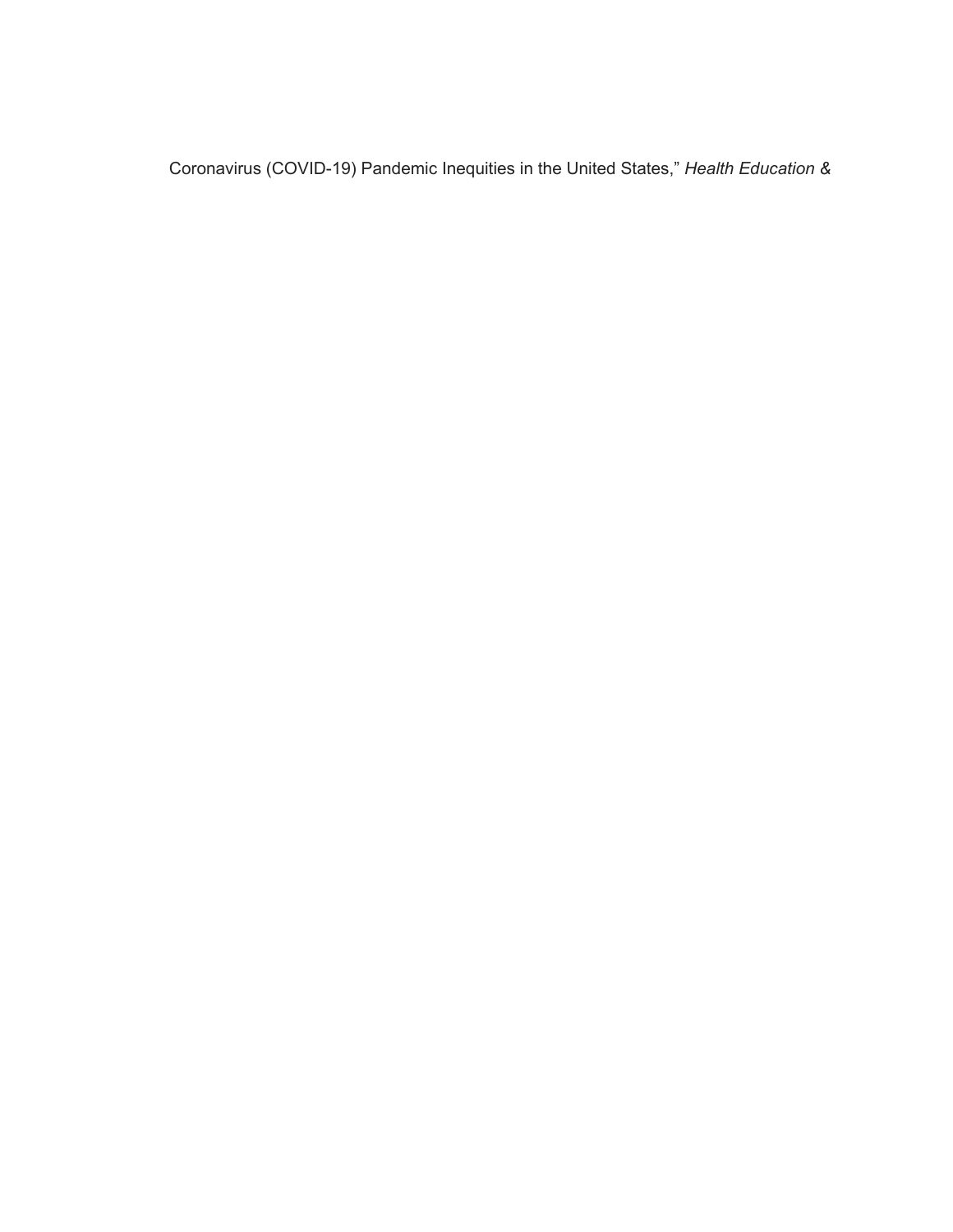Coronavirus (COVID-19) Pandemic Inequities in the United States," *Health Education &*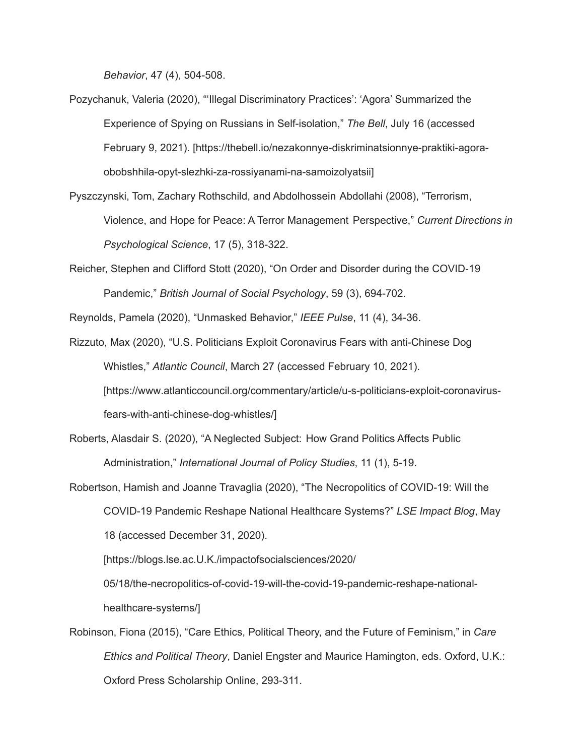*Behavior*, 47 (4), 504-508.

Pozychanuk, Valeria (2020), "'Illegal Discriminatory Practices': 'Agora' Summarized the Experience of Spying on Russians in Self-isolation," *The Bell*, July 16 (accessed February 9, 2021). [https://thebell.io/nezakonnye-diskriminatsionnye-praktiki-agora-obobshhila-opyt-slezhki-za-rossiyanami-na-samoizolyatsii]

Pyszczynski, Tom, Zachary Rothschild, and Abdolhossein Abdollahi (2008), "Terrorism, Violence, and Hope for Peace: A Terror Management Perspective," *Current Directions in Psychological Science*, 17 (5), 318-322.

Reicher, Stephen and Clifford Stott (2020), "On Order and Disorder during the COVID-19 Pandemic," *British Journal of Social Psychology*, 59 (3), 694-702.

Reynolds, Pamela (2020), "Unmasked Behavior," *IEEE Pulse*, 11 (4), 34-36.

Rizzuto, Max (2020), "U.S. Politicians Exploit Coronavirus Fears with anti-Chinese Dog Whistles," *Atlantic Council*, March 27 (accessed February 10, 2021). [https://www.atlanticcouncil.org/commentary/article/u-s-politicians-exploit-coronavirus-fears-with-anti-chinese-dog-whistles/]

Roberts, Alasdair S. (2020), "A Neglected Subject: How Grand Politics Affects Public Administration," *International Journal of Policy Studies*, 11 (1), 5-19.

Robertson, Hamish and Joanne Travaglia (2020), "The Necropolitics of COVID-19: Will the COVID-19 Pandemic Reshape National Healthcare Systems?" *LSE Impact Blog*, May 18 (accessed December 31, 2020). [https://blogs.lse.ac.U.K./impactofsocialsciences/2020/05/18/the-necropolitics-of-covid-19-will-the-covid-19-pandemic-reshape-national-healthcare-systems/]

Robinson, Fiona (2015), "Care Ethics, Political Theory, and the Future of Feminism," in *Care Ethics and Political Theory*, Daniel Engster and Maurice Hamington, eds. Oxford, U.K.: Oxford Press Scholarship Online, 293-311.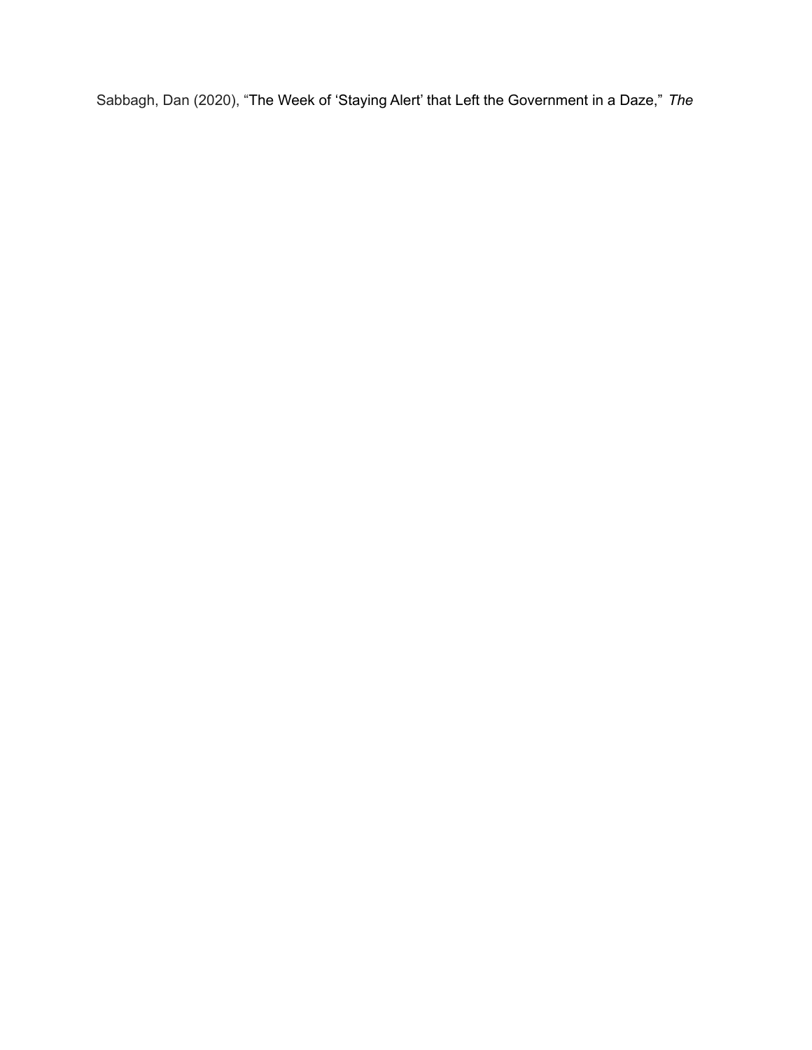Sabbagh, Dan (2020), "The Week of 'Staying Alert' that Left the Government in a Daze," *The*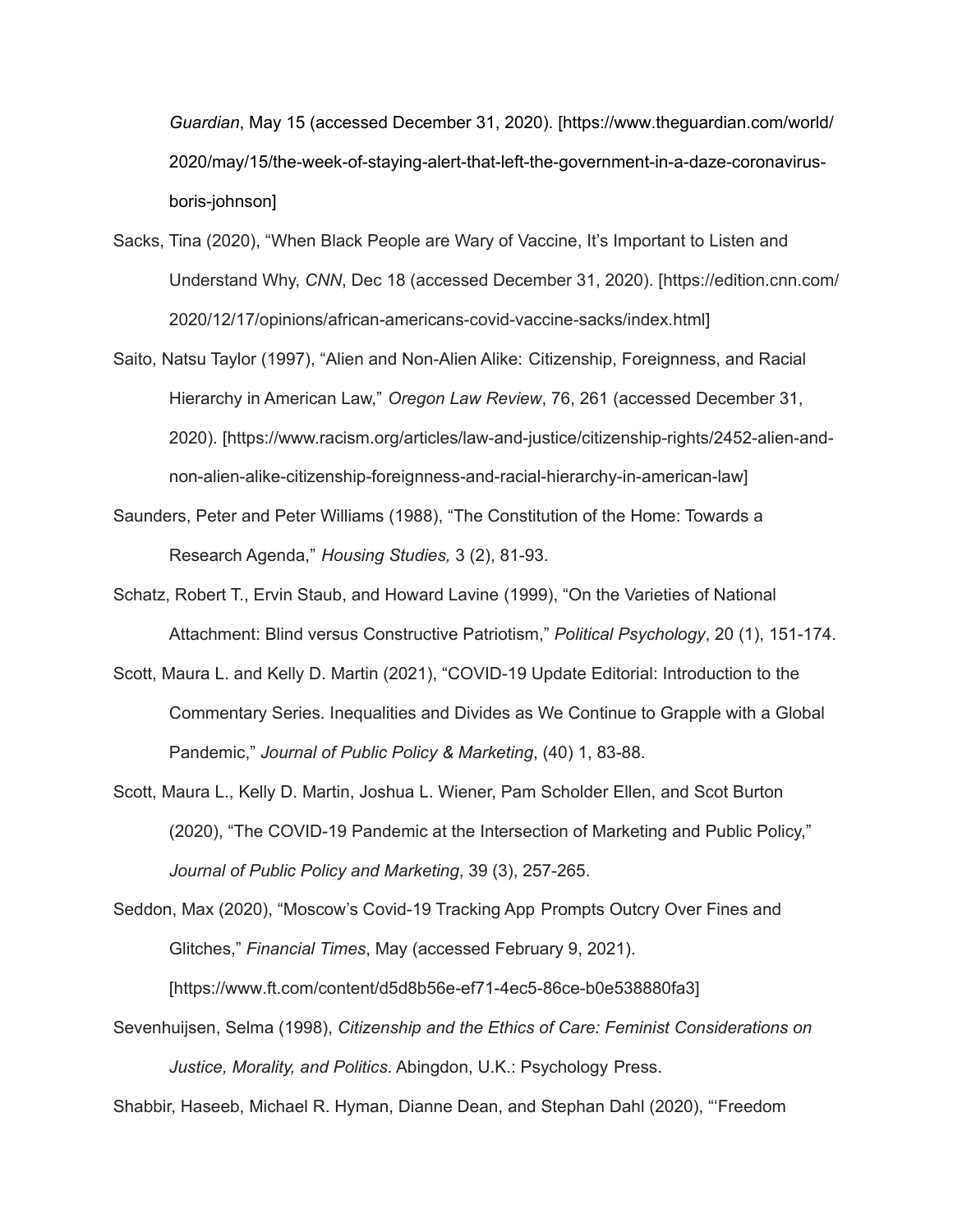*Guardian*, May 15 (accessed December 31, 2020). [https://www.theguardian.com/world/2020/may/15/the-week-of-staying-alert-that-left-the-government-in-a-daze-coronavirus-boris-johnson]

Sacks, Tina (2020), "When Black People are Wary of Vaccine, It's Important to Listen and Understand Why, *CNN*, Dec 18 (accessed December 31, 2020). [https://edition.cnn.com/2020/12/17/opinions/african-americans-covid-vaccine-sacks/index.html]

Saito, Natsu Taylor (1997), "Alien and Non-Alien Alike: Citizenship, Foreignness, and Racial Hierarchy in American Law," *Oregon Law Review*, 76, 261 (accessed December 31, 2020). [https://www.racism.org/articles/law-and-justice/citizenship-rights/2452-alien-and-non-alien-alike-citizenship-foreignness-and-racial-hierarchy-in-american-law]

Saunders, Peter and Peter Williams (1988), "The Constitution of the Home: Towards a Research Agenda," *Housing Studies,* 3 (2), 81-93.

Schatz, Robert T., Ervin Staub, and Howard Lavine (1999), "On the Varieties of National Attachment: Blind versus Constructive Patriotism," *Political Psychology*, 20 (1), 151-174.

Scott, Maura L. and Kelly D. Martin (2021), "COVID-19 Update Editorial: Introduction to the Commentary Series. Inequalities and Divides as We Continue to Grapple with a Global Pandemic," *Journal of Public Policy & Marketing*, (40) 1, 83-88.

Scott, Maura L., Kelly D. Martin, Joshua L. Wiener, Pam Scholder Ellen, and Scot Burton (2020), "The COVID-19 Pandemic at the Intersection of Marketing and Public Policy," *Journal of Public Policy and Marketing*, 39 (3), 257-265.

Seddon, Max (2020), "Moscow's Covid-19 Tracking App Prompts Outcry Over Fines and Glitches," *Financial Times*, May (accessed February 9, 2021). [https://www.ft.com/content/d5d8b56e-ef71-4ec5-86ce-b0e538880fa3]

Sevenhuijsen, Selma (1998), *Citizenship and the Ethics of Care: Feminist Considerations on Justice, Morality, and Politics*. Abingdon, U.K.: Psychology Press.

Shabbir, Haseeb, Michael R. Hyman, Dianne Dean, and Stephan Dahl (2020), "'Freedom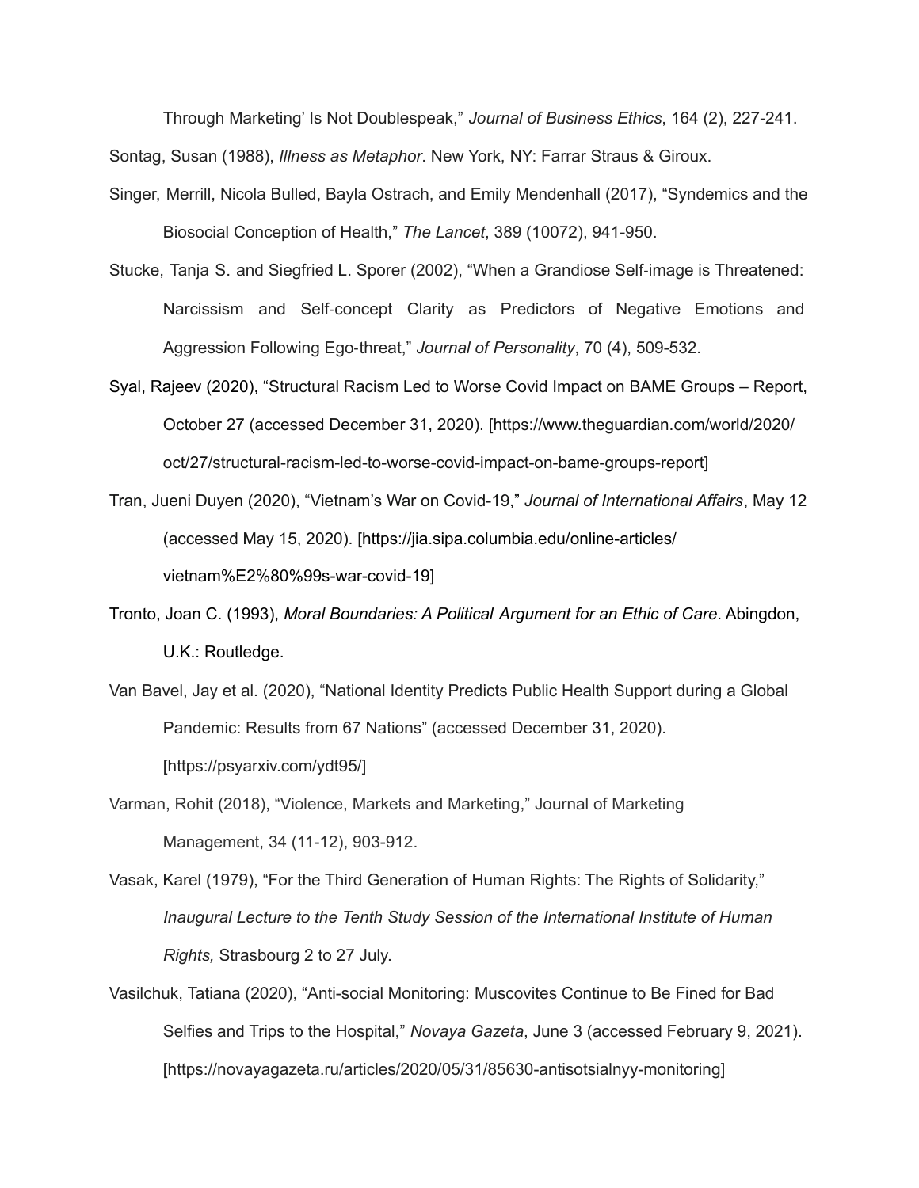Through Marketing' Is Not Doublespeak," *Journal of Business Ethics*, 164 (2), 227-241.

Sontag, Susan (1988), *Illness as Metaphor*. New York, NY: Farrar Straus & Giroux.

Singer, Merrill, Nicola Bulled, Bayla Ostrach, and Emily Mendenhall (2017), "Syndemics and the Biosocial Conception of Health," *The Lancet*, 389 (10072), 941-950.

Stucke, Tanja S. and Siegfried L. Sporer (2002), "When a Grandiose Self-image is Threatened: Narcissism and Self-concept Clarity as Predictors of Negative Emotions and Aggression Following Ego-threat," *Journal of Personality*, 70 (4), 509-532.

Syal, Rajeev (2020), "Structural Racism Led to Worse Covid Impact on BAME Groups – Report, October 27 (accessed December 31, 2020). [https://www.theguardian.com/world/2020/oct/27/structural-racism-led-to-worse-covid-impact-on-bame-groups-report]

Tran, Jueni Duyen (2020), "Vietnam's War on Covid-19," *Journal of International Affairs*, May 12 (accessed May 15, 2020). [https://jia.sipa.columbia.edu/online-articles/vietnam%E2%80%99s-war-covid-19]

Tronto, Joan C. (1993), *Moral Boundaries: A Political Argument for an Ethic of Care*. Abingdon, U.K.: Routledge.

Van Bavel, Jay et al. (2020), "National Identity Predicts Public Health Support during a Global Pandemic: Results from 67 Nations" (accessed December 31, 2020). [https://psyarxiv.com/ydt95/]

Varman, Rohit (2018), "Violence, Markets and Marketing," Journal of Marketing Management, 34 (11-12), 903-912.

Vasak, Karel (1979), "For the Third Generation of Human Rights: The Rights of Solidarity," *Inaugural Lecture to the Tenth Study Session of the International Institute of Human Rights,* Strasbourg 2 to 27 July.

Vasilchuk, Tatiana (2020), "Anti-social Monitoring: Muscovites Continue to Be Fined for Bad Selfies and Trips to the Hospital," *Novaya Gazeta*, June 3 (accessed February 9, 2021). [https://novayagazeta.ru/articles/2020/05/31/85630-antisotsialnyy-monitoring]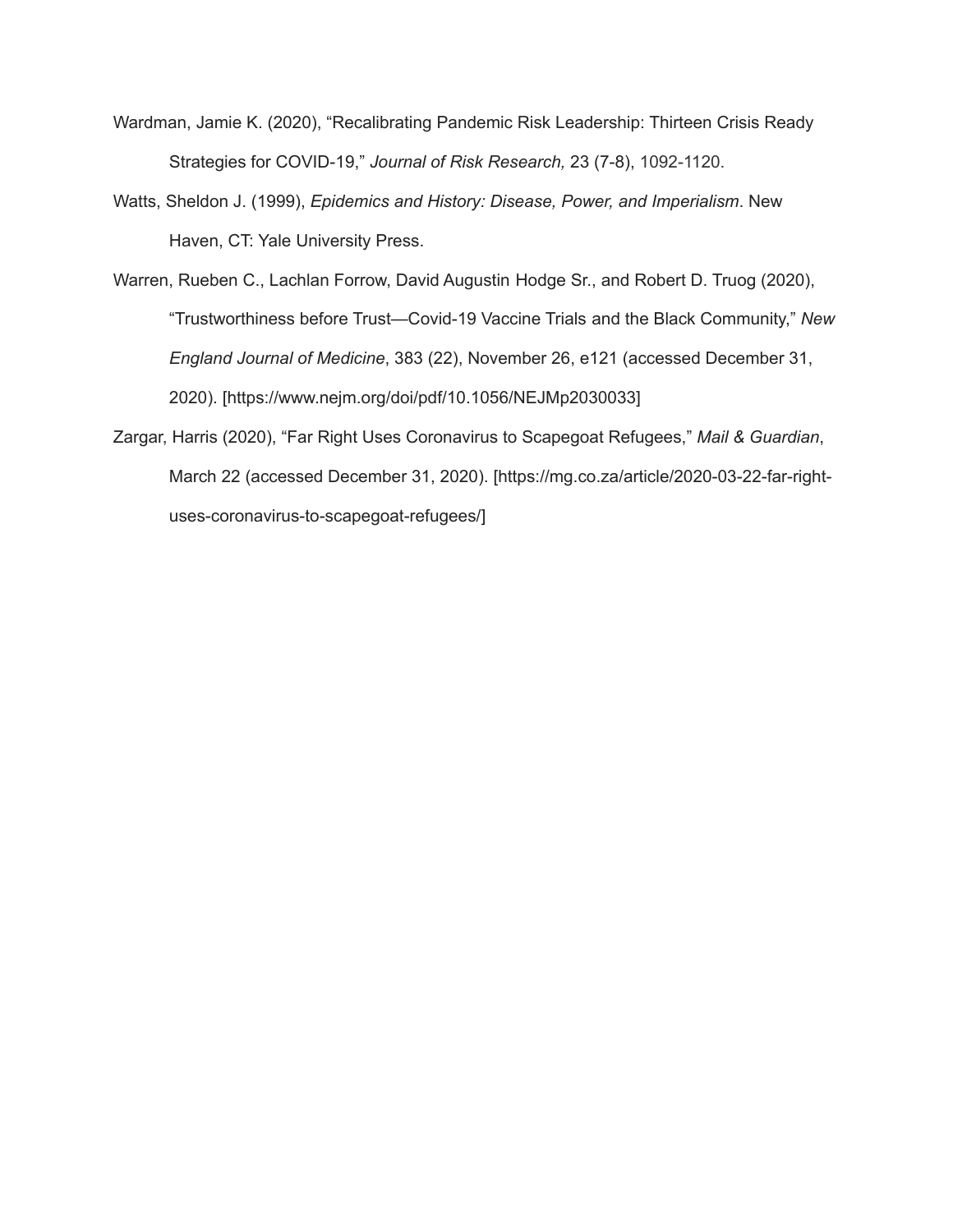Wardman, Jamie K. (2020), "Recalibrating Pandemic Risk Leadership: Thirteen Crisis Ready Strategies for COVID-19," *Journal of Risk Research,* 23 (7-8), 1092-1120.

Watts, Sheldon J. (1999), *Epidemics and History: Disease, Power, and Imperialism*. New Haven, CT: Yale University Press.

Warren, Rueben C., Lachlan Forrow, David Augustin Hodge Sr., and Robert D. Truog (2020), "Trustworthiness before Trust—Covid-19 Vaccine Trials and the Black Community," *New England Journal of Medicine*, 383 (22), November 26, e121 (accessed December 31, 2020). [https://www.nejm.org/doi/pdf/10.1056/NEJMp2030033]

Zargar, Harris (2020), "Far Right Uses Coronavirus to Scapegoat Refugees," *Mail & Guardian*, March 22 (accessed December 31, 2020). [https://mg.co.za/article/2020-03-22-far-right-uses-coronavirus-to-scapegoat-refugees/]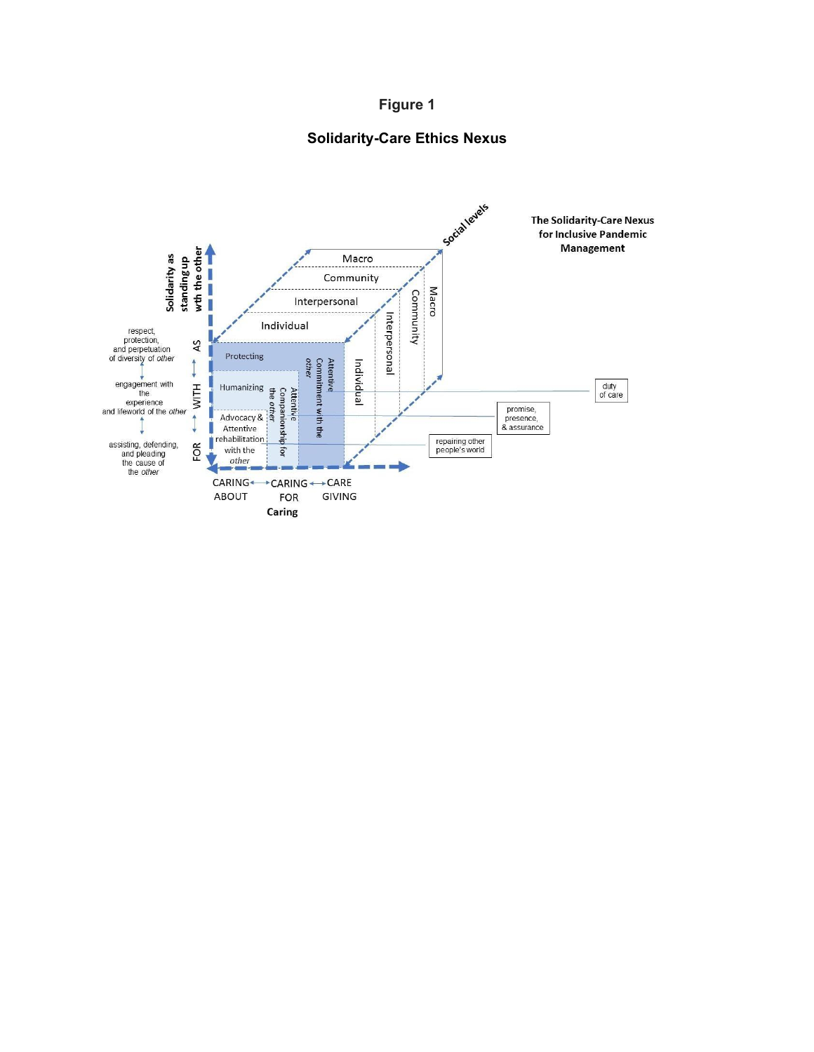**Figure 1**

**Solidarity-Care Ethics Nexus**

The Solidarity-Care Nexus for Inclusive Pandemic Management

Social levels

Macro

Community

Interpersonal

Individual

Solidarity as standing up wth the other

AS

WITH

FOR

respect, protection, and perpetuation of diversity of *other*

engagement with the experience and lifeworld of the *other*

assisting, defending, and pleading the cause of the *other*

Protecting

Humanizing

Advocacy & Attentive rehabilitation with the *other*

Attentive Companionship for the *other*

Attentive Commitment with the *other*

duty of care

promise, presence, & assurance

repairing other people's world

CARING ABOUT ⟷ CARING FOR ⟷ CARE GIVING

Caring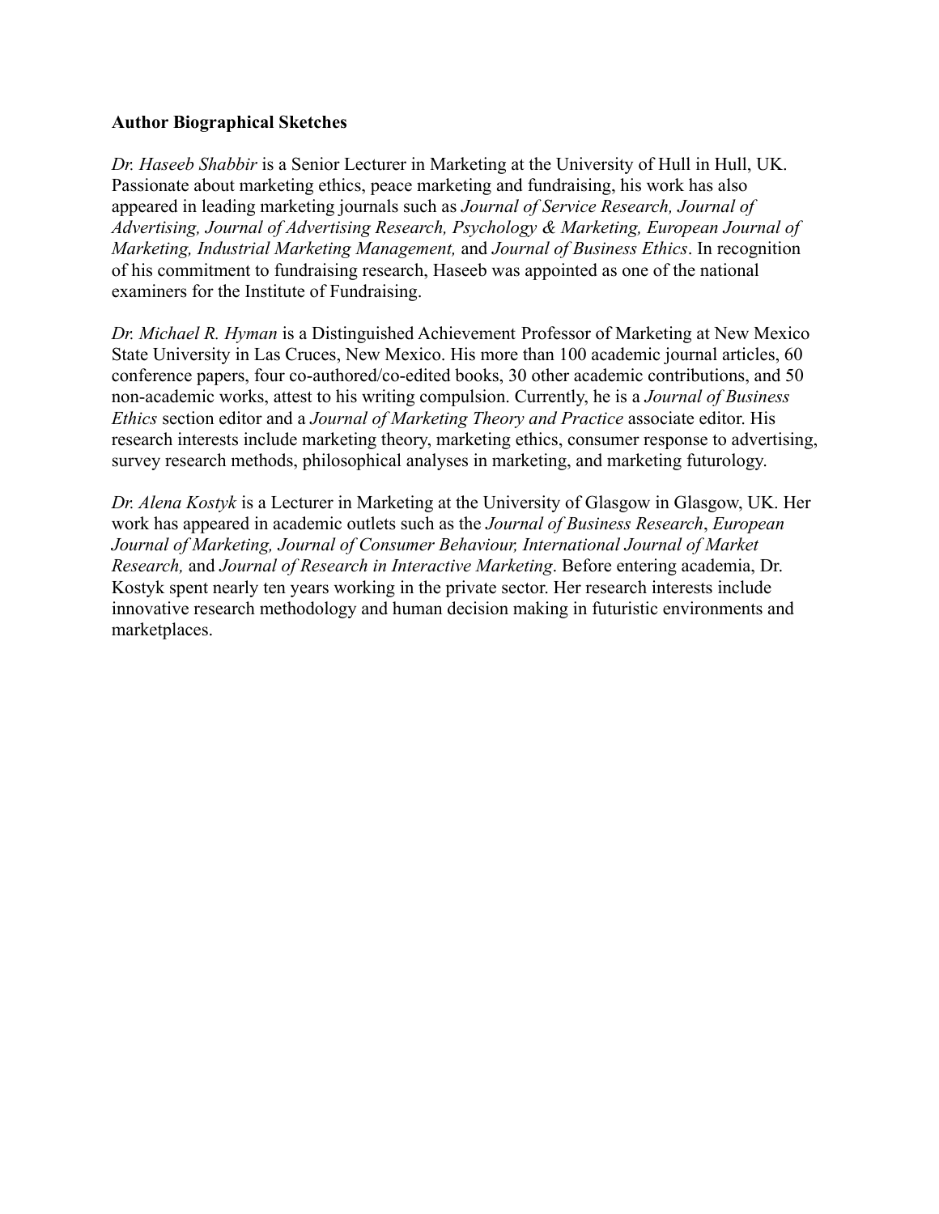**Author Biographical Sketches**

*Dr. Haseeb Shabbir* is a Senior Lecturer in Marketing at the University of Hull in Hull, UK. Passionate about marketing ethics, peace marketing and fundraising, his work has also appeared in leading marketing journals such as *Journal of Service Research, Journal of Advertising, Journal of Advertising Research, Psychology & Marketing, European Journal of Marketing, Industrial Marketing Management,* and *Journal of Business Ethics*. In recognition of his commitment to fundraising research, Haseeb was appointed as one of the national examiners for the Institute of Fundraising.

*Dr. Michael R. Hyman* is a Distinguished Achievement Professor of Marketing at New Mexico State University in Las Cruces, New Mexico. His more than 100 academic journal articles, 60 conference papers, four co-authored/co-edited books, 30 other academic contributions, and 50 non-academic works, attest to his writing compulsion. Currently, he is a *Journal of Business Ethics* section editor and a *Journal of Marketing Theory and Practice* associate editor. His research interests include marketing theory, marketing ethics, consumer response to advertising, survey research methods, philosophical analyses in marketing, and marketing futurology.

*Dr. Alena Kostyk* is a Lecturer in Marketing at the University of Glasgow in Glasgow, UK. Her work has appeared in academic outlets such as the *Journal of Business Research*, *European Journal of Marketing, Journal of Consumer Behaviour, International Journal of Market Research,* and *Journal of Research in Interactive Marketing*. Before entering academia, Dr. Kostyk spent nearly ten years working in the private sector. Her research interests include innovative research methodology and human decision making in futuristic environments and marketplaces.